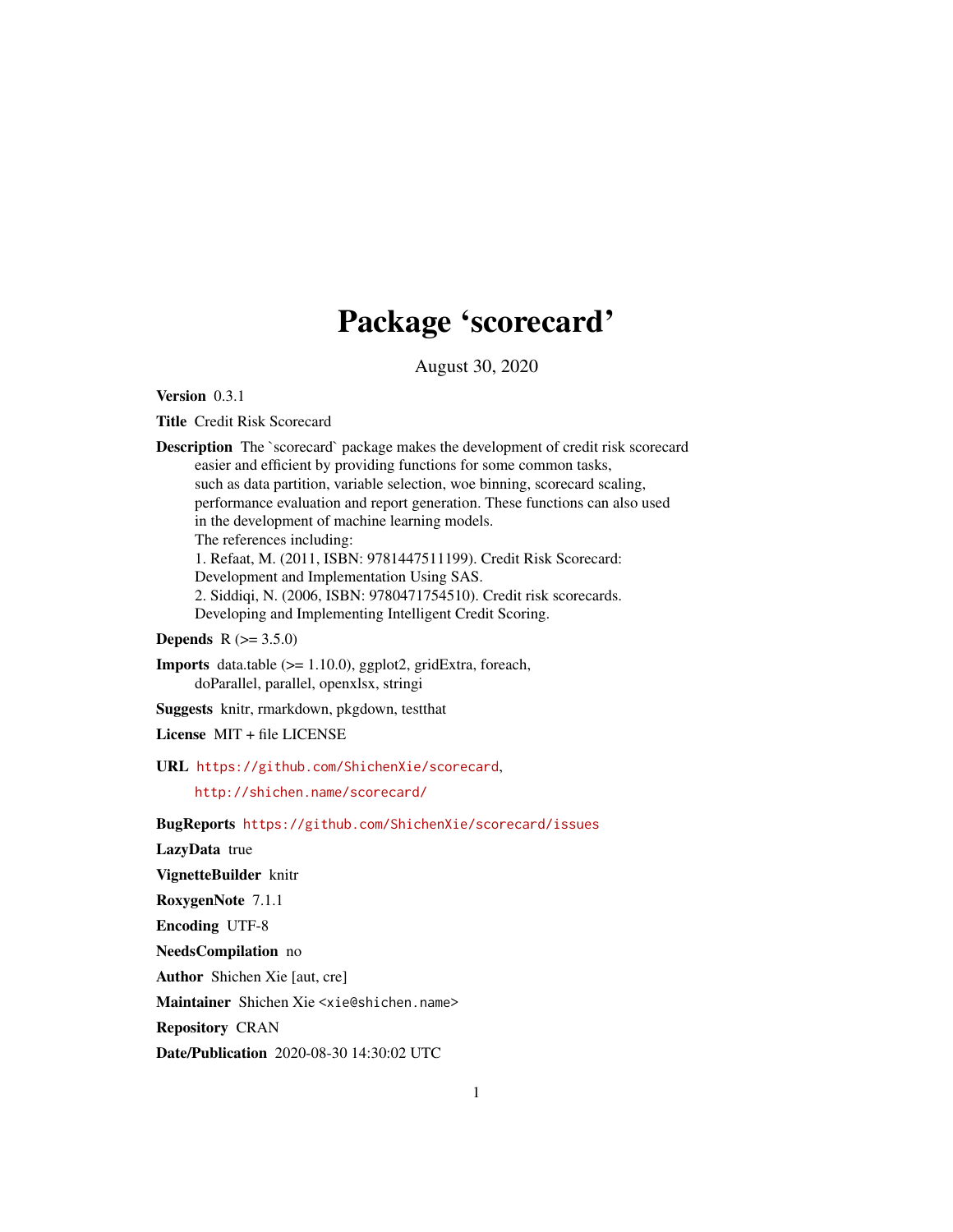# Package 'scorecard'

August 30, 2020

**Version** 0.3.1

**Title** Credit Risk Scorecard

**Description** The `scorecard` package makes the development of credit risk scorecard easier and efficient by providing functions for some common tasks, such as data partition, variable selection, woe binning, scorecard scaling, performance evaluation and report generation. These functions can also used in the development of machine learning models.
The references including:
1. Refaat, M. (2011, ISBN: 9781447511199). Credit Risk Scorecard: Development and Implementation Using SAS.
2. Siddiqi, N. (2006, ISBN: 9780471754510). Credit risk scorecards. Developing and Implementing Intelligent Credit Scoring.

**Depends** R (>= 3.5.0)

**Imports** data.table (>= 1.10.0), ggplot2, gridExtra, foreach, doParallel, parallel, openxlsx, stringi

**Suggests** knitr, rmarkdown, pkgdown, testthat

**License** MIT + file LICENSE

**URL** https://github.com/ShichenXie/scorecard,
http://shichen.name/scorecard/

**BugReports** https://github.com/ShichenXie/scorecard/issues

**LazyData** true

**VignetteBuilder** knitr

**RoxygenNote** 7.1.1

**Encoding** UTF-8

**NeedsCompilation** no

**Author** Shichen Xie [aut, cre]

**Maintainer** Shichen Xie <xie@shichen.name>

**Repository** CRAN

**Date/Publication** 2020-08-30 14:30:02 UTC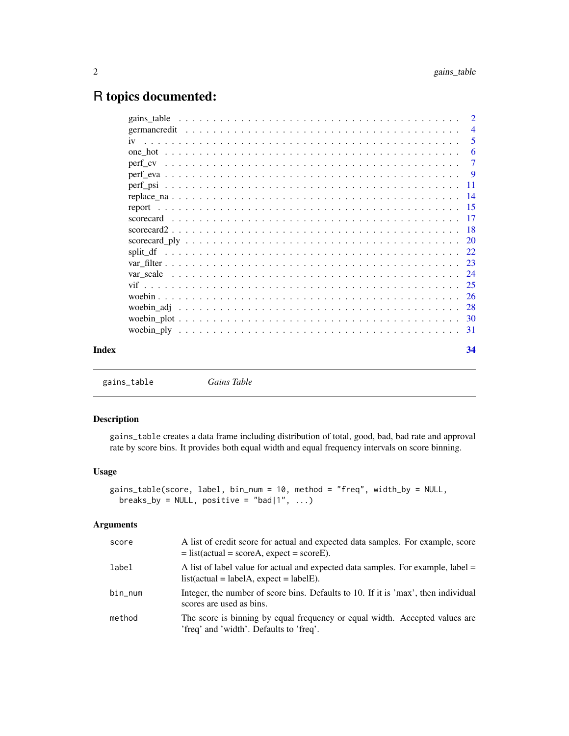# R topics documented:

| | |
|---|---|
| gains_table | 2 |
| germancredit | 4 |
| iv | 5 |
| one_hot | 6 |
| perf_cv | 7 |
| perf_eva | 9 |
| perf_psi | 11 |
| replace_na | 14 |
| report | 15 |
| scorecard | 17 |
| scorecard2 | 18 |
| scorecard_ply | 20 |
| split_df | 22 |
| var_filter | 23 |
| var_scale | 24 |
| vif | 25 |
| woebin | 26 |
| woebin_adj | 28 |
| woebin_plot | 30 |
| woebin_ply | 31 |

**Index** 34

---

`gains_table` *Gains Table*

---

## Description

`gains_table` creates a data frame including distribution of total, good, bad, bad rate and approval rate by score bins. It provides both equal width and equal frequency intervals on score binning.

## Usage

```
gains_table(score, label, bin_num = 10, method = "freq", width_by = NULL,
  breaks_by = NULL, positive = "bad|1", ...)
```

## Arguments

| | |
|---|---|
| `score` | A list of credit score for actual and expected data samples. For example, score = list(actual = scoreA, expect = scoreE). |
| `label` | A list of label value for actual and expected data samples. For example, label = list(actual = labelA, expect = labelE). |
| `bin_num` | Integer, the number of score bins. Defaults to 10. If it is 'max', then individual scores are used as bins. |
| `method` | The score is binning by equal frequency or equal width. Accepted values are 'freq' and 'width'. Defaults to 'freq'. |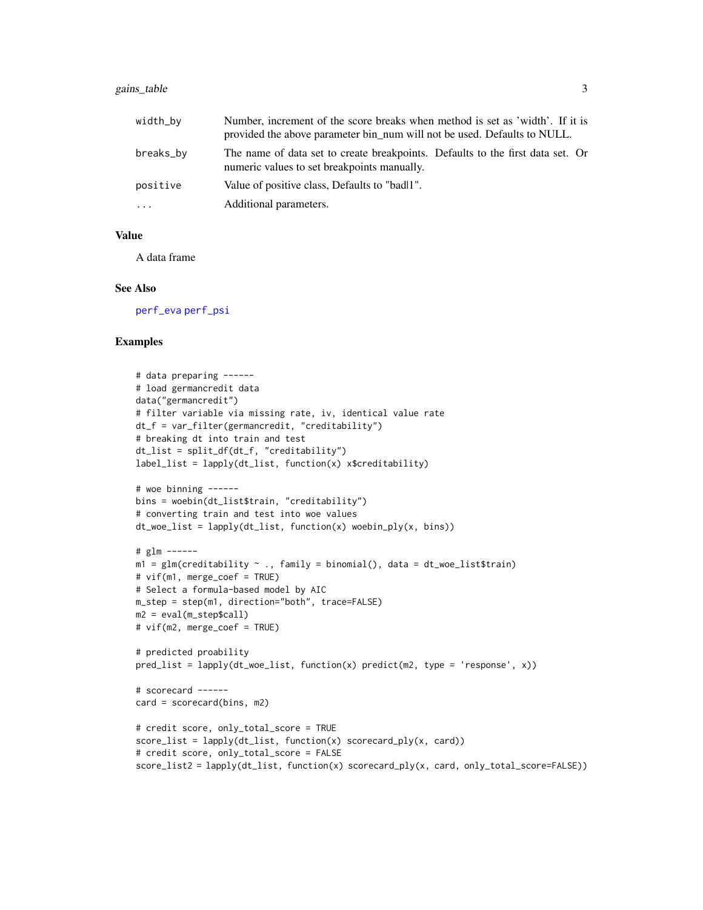| | |
|---|---|
| width_by | Number, increment of the score breaks when method is set as 'width'. If it is provided the above parameter bin_num will not be used. Defaults to NULL. |
| breaks_by | The name of data set to create breakpoints. Defaults to the first data set. Or numeric values to set breakpoints manually. |
| positive | Value of positive class, Defaults to "bad\|1". |
| ... | Additional parameters. |

### Value

A data frame

### See Also

perf_eva perf_psi

### Examples

```
# data preparing ------
# load germancredit data
data("germancredit")
# filter variable via missing rate, iv, identical value rate
dt_f = var_filter(germancredit, "creditability")
# breaking dt into train and test
dt_list = split_df(dt_f, "creditability")
label_list = lapply(dt_list, function(x) x$creditability)

# woe binning ------
bins = woebin(dt_list$train, "creditability")
# converting train and test into woe values
dt_woe_list = lapply(dt_list, function(x) woebin_ply(x, bins))

# glm ------
m1 = glm(creditability ~ ., family = binomial(), data = dt_woe_list$train)
# vif(m1, merge_coef = TRUE)
# Select a formula-based model by AIC
m_step = step(m1, direction="both", trace=FALSE)
m2 = eval(m_step$call)
# vif(m2, merge_coef = TRUE)

# predicted proability
pred_list = lapply(dt_woe_list, function(x) predict(m2, type = 'response', x))

# scorecard ------
card = scorecard(bins, m2)

# credit score, only_total_score = TRUE
score_list = lapply(dt_list, function(x) scorecard_ply(x, card))
# credit score, only_total_score = FALSE
score_list2 = lapply(dt_list, function(x) scorecard_ply(x, card, only_total_score=FALSE))
```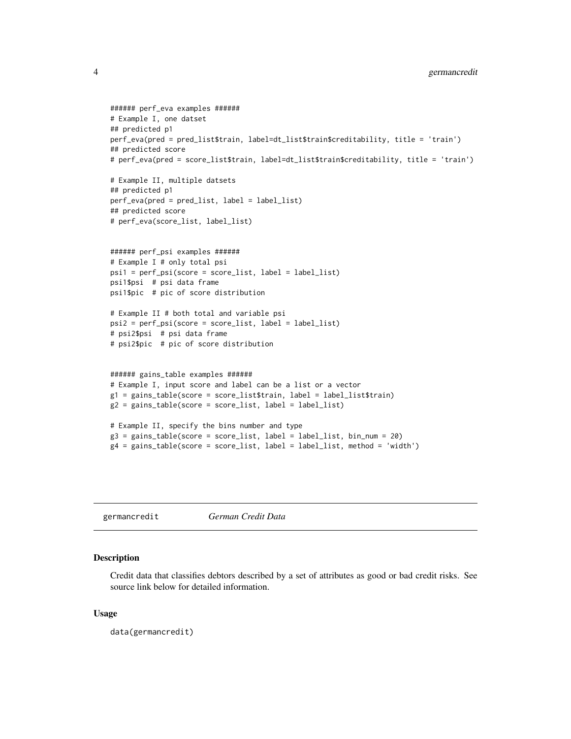```
###### perf_eva examples ######
# Example I, one datset
## predicted p1
perf_eva(pred = pred_list$train, label=dt_list$train$creditability, title = 'train')
## predicted score
# perf_eva(pred = score_list$train, label=dt_list$train$creditability, title = 'train')

# Example II, multiple datsets
## predicted p1
perf_eva(pred = pred_list, label = label_list)
## predicted score
# perf_eva(score_list, label_list)


###### perf_psi examples ######
# Example I # only total psi
psi1 = perf_psi(score = score_list, label = label_list)
psi1$psi  # psi data frame
psi1$pic  # pic of score distribution

# Example II # both total and variable psi
psi2 = perf_psi(score = score_list, label = label_list)
# psi2$psi  # psi data frame
# psi2$pic  # pic of score distribution


###### gains_table examples ######
# Example I, input score and label can be a list or a vector
g1 = gains_table(score = score_list$train, label = label_list$train)
g2 = gains_table(score = score_list, label = label_list)

# Example II, specify the bins number and type
g3 = gains_table(score = score_list, label = label_list, bin_num = 20)
g4 = gains_table(score = score_list, label = label_list, method = 'width')
```

---

## germancredit *German Credit Data*

### Description

Credit data that classifies debtors described by a set of attributes as good or bad credit risks. See source link below for detailed information.

### Usage

```
data(germancredit)
```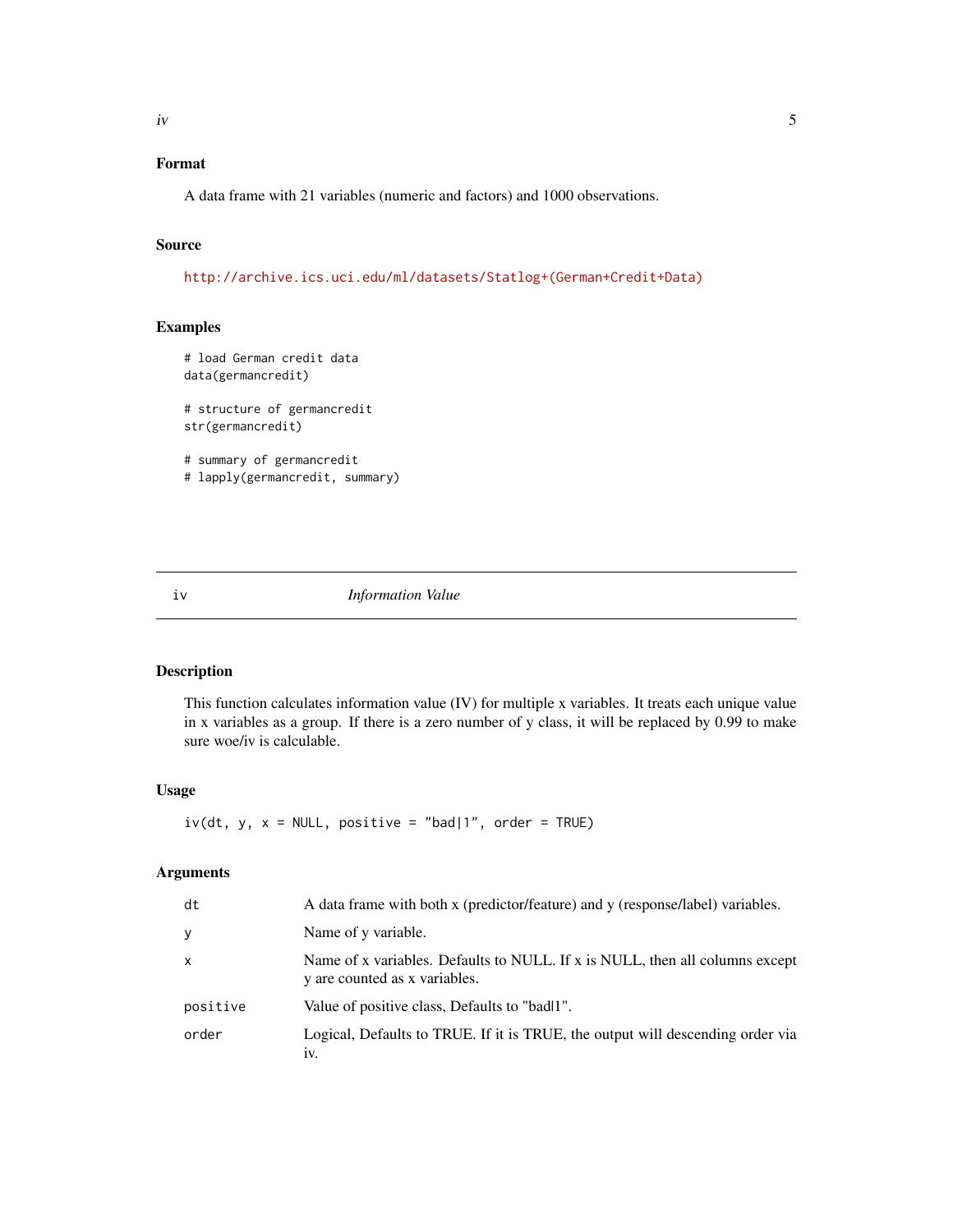## Format

A data frame with 21 variables (numeric and factors) and 1000 observations.

## Source

http://archive.ics.uci.edu/ml/datasets/Statlog+(German+Credit+Data)

## Examples

```
# load German credit data
data(germancredit)

# structure of germancredit
str(germancredit)

# summary of germancredit
# lapply(germancredit, summary)
```

---

# iv — *Information Value*

---

## Description

This function calculates information value (IV) for multiple x variables. It treats each unique value in x variables as a group. If there is a zero number of y class, it will be replaced by 0.99 to make sure woe/iv is calculable.

## Usage

```
iv(dt, y, x = NULL, positive = "bad|1", order = TRUE)
```

## Arguments

| | |
|---|---|
| dt | A data frame with both x (predictor/feature) and y (response/label) variables. |
| y | Name of y variable. |
| x | Name of x variables. Defaults to NULL. If x is NULL, then all columns except y are counted as x variables. |
| positive | Value of positive class, Defaults to "bad\|1". |
| order | Logical, Defaults to TRUE. If it is TRUE, the output will descending order via iv. |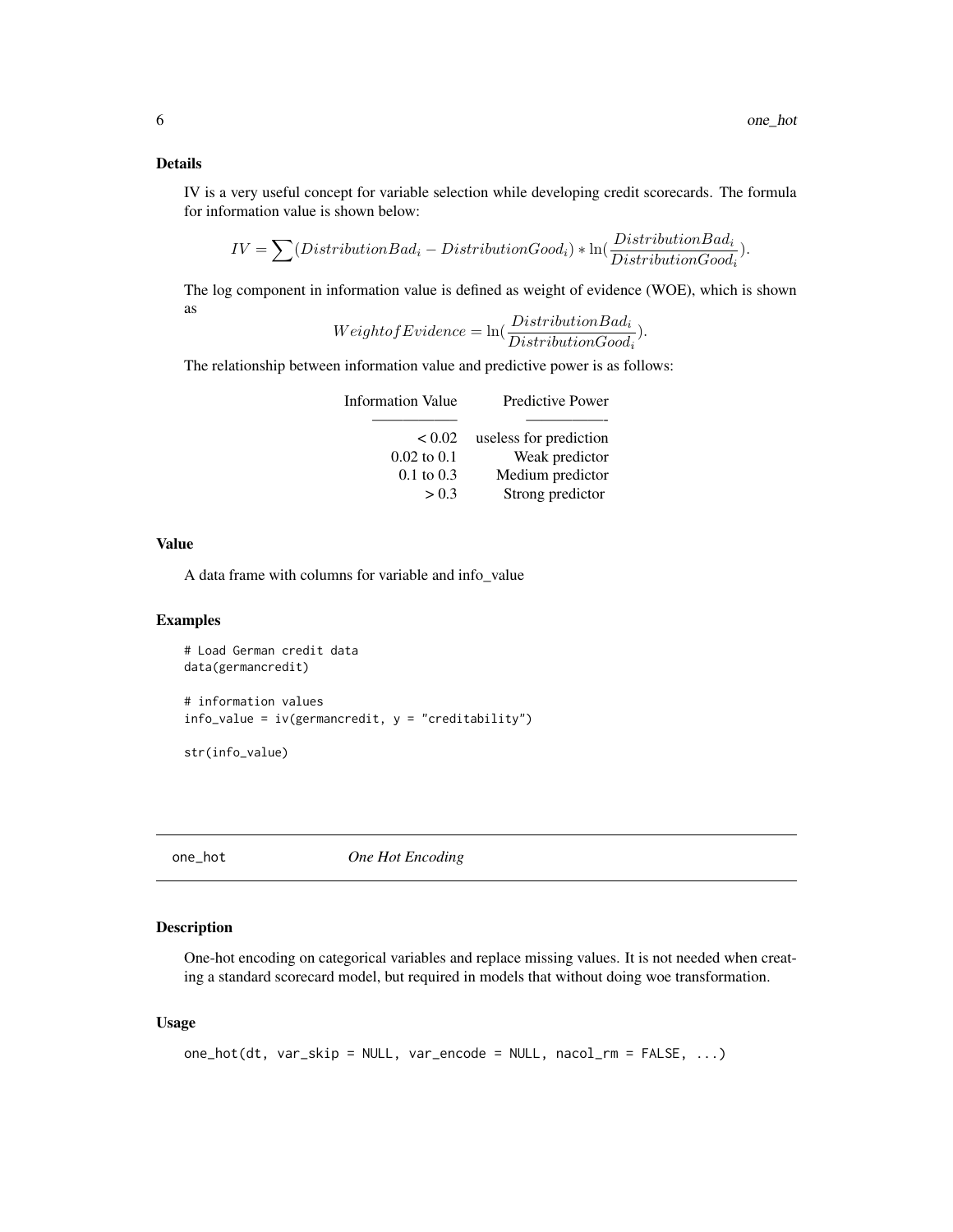### Details

IV is a very useful concept for variable selection while developing credit scorecards. The formula for information value is shown below:

$$IV = \sum(DistributionBad_i - DistributionGood_i) * \ln(\frac{DistributionBad_i}{DistributionGood_i}).$$

The log component in information value is defined as weight of evidence (WOE), which is shown as

$$WeightofEvidence = \ln(\frac{DistributionBad_i}{DistributionGood_i}).$$

The relationship between information value and predictive power is as follows:

| Information Value | Predictive Power |
|---:|---:|
| < 0.02 | useless for prediction |
| 0.02 to 0.1 | Weak predictor |
| 0.1 to 0.3 | Medium predictor |
| > 0.3 | Strong predictor |

### Value

A data frame with columns for variable and info_value

### Examples

```
# Load German credit data
data(germancredit)

# information values
info_value = iv(germancredit, y = "creditability")

str(info_value)
```

## one_hot *One Hot Encoding*

### Description

One-hot encoding on categorical variables and replace missing values. It is not needed when creating a standard scorecard model, but required in models that without doing woe transformation.

### Usage

```
one_hot(dt, var_skip = NULL, var_encode = NULL, nacol_rm = FALSE, ...)
```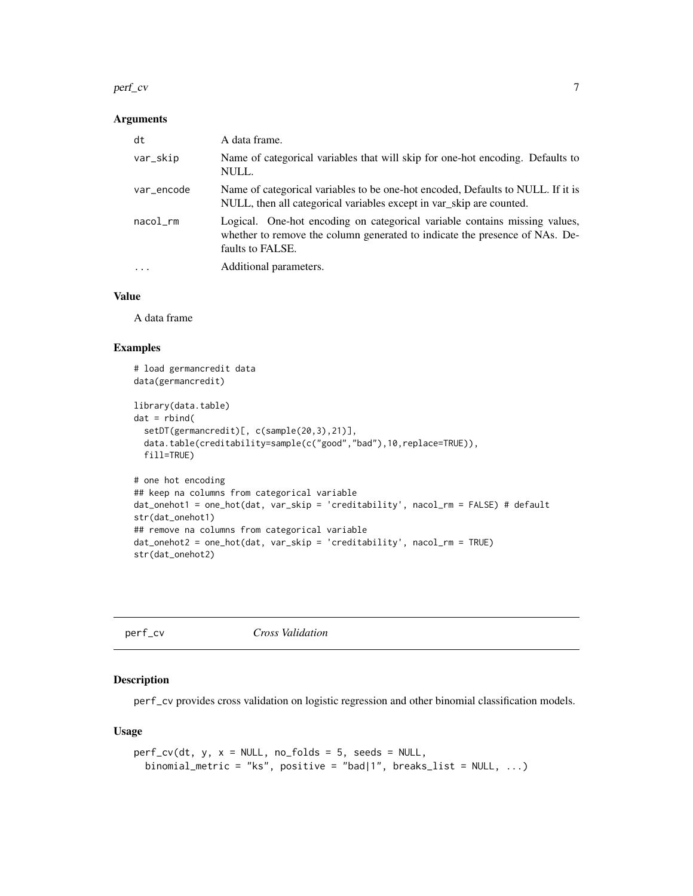### Arguments

| | |
|---|---|
| dt | A data frame. |
| var_skip | Name of categorical variables that will skip for one-hot encoding. Defaults to NULL. |
| var_encode | Name of categorical variables to be one-hot encoded, Defaults to NULL. If it is NULL, then all categorical variables except in var_skip are counted. |
| nacol_rm | Logical. One-hot encoding on categorical variable contains missing values, whether to remove the column generated to indicate the presence of NAs. Defaults to FALSE. |
| ... | Additional parameters. |

### Value

A data frame

### Examples

```
# load germancredit data
data(germancredit)

library(data.table)
dat = rbind(
  setDT(germancredit)[, c(sample(20,3),21)],
  data.table(creditability=sample(c("good","bad"),10,replace=TRUE)),
  fill=TRUE)

# one hot encoding
## keep na columns from categorical variable
dat_onehot1 = one_hot(dat, var_skip = 'creditability', nacol_rm = FALSE) # default
str(dat_onehot1)
## remove na columns from categorical variable
dat_onehot2 = one_hot(dat, var_skip = 'creditability', nacol_rm = TRUE)
str(dat_onehot2)
```

---

## perf_cv *Cross Validation*

### Description

perf_cv provides cross validation on logistic regression and other binomial classification models.

### Usage

```
perf_cv(dt, y, x = NULL, no_folds = 5, seeds = NULL,
  binomial_metric = "ks", positive = "bad|1", breaks_list = NULL, ...)
```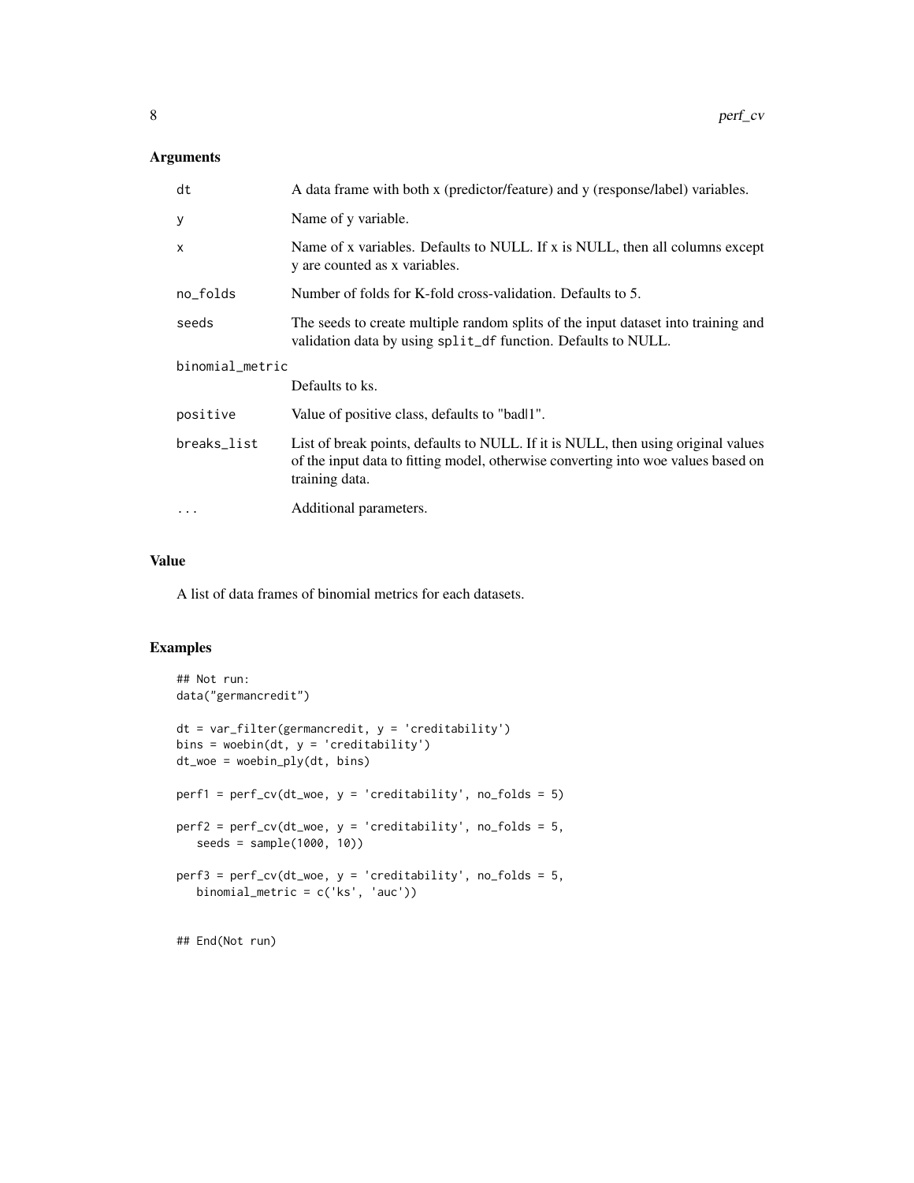## Arguments

| | |
|---|---|
| dt | A data frame with both x (predictor/feature) and y (response/label) variables. |
| y | Name of y variable. |
| x | Name of x variables. Defaults to NULL. If x is NULL, then all columns except y are counted as x variables. |
| no_folds | Number of folds for K-fold cross-validation. Defaults to 5. |
| seeds | The seeds to create multiple random splits of the input dataset into training and validation data by using `split_df` function. Defaults to NULL. |
| binomial_metric | Defaults to ks. |
| positive | Value of positive class, defaults to "bad\|1". |
| breaks_list | List of break points, defaults to NULL. If it is NULL, then using original values of the input data to fitting model, otherwise converting into woe values based on training data. |
| ... | Additional parameters. |

## Value

A list of data frames of binomial metrics for each datasets.

## Examples

```
## Not run:
data("germancredit")

dt = var_filter(germancredit, y = 'creditability')
bins = woebin(dt, y = 'creditability')
dt_woe = woebin_ply(dt, bins)

perf1 = perf_cv(dt_woe, y = 'creditability', no_folds = 5)

perf2 = perf_cv(dt_woe, y = 'creditability', no_folds = 5,
   seeds = sample(1000, 10))

perf3 = perf_cv(dt_woe, y = 'creditability', no_folds = 5,
   binomial_metric = c('ks', 'auc'))


## End(Not run)
```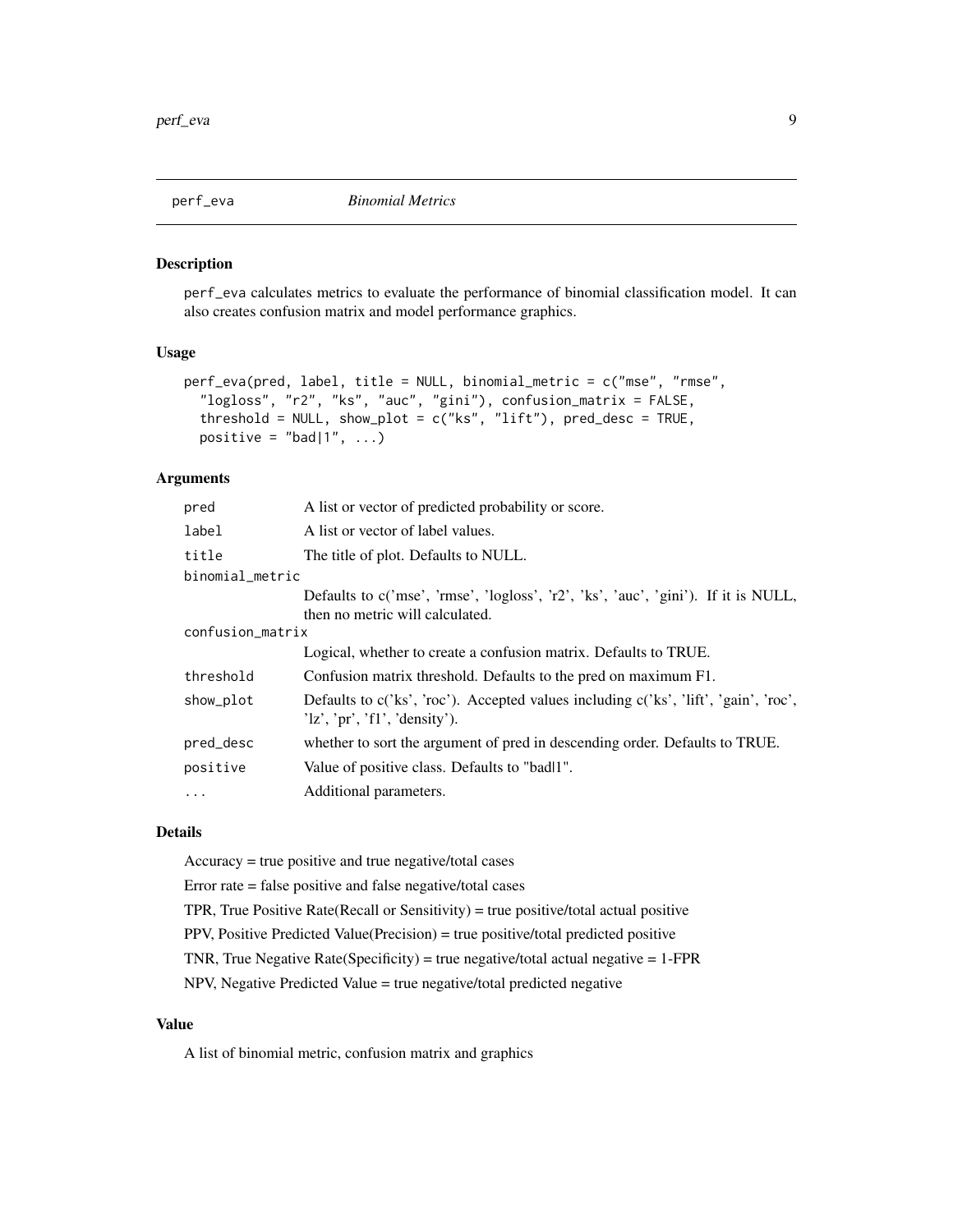## perf_eva *Binomial Metrics*

### Description

perf_eva calculates metrics to evaluate the performance of binomial classification model. It can also creates confusion matrix and model performance graphics.

### Usage

```
perf_eva(pred, label, title = NULL, binomial_metric = c("mse", "rmse",
  "logloss", "r2", "ks", "auc", "gini"), confusion_matrix = FALSE,
  threshold = NULL, show_plot = c("ks", "lift"), pred_desc = TRUE,
  positive = "bad|1", ...)
```

### Arguments

| | |
|---|---|
| pred | A list or vector of predicted probability or score. |
| label | A list or vector of label values. |
| title | The title of plot. Defaults to NULL. |
| binomial_metric | Defaults to c('mse', 'rmse', 'logloss', 'r2', 'ks', 'auc', 'gini'). If it is NULL, then no metric will calculated. |
| confusion_matrix | Logical, whether to create a confusion matrix. Defaults to TRUE. |
| threshold | Confusion matrix threshold. Defaults to the pred on maximum F1. |
| show_plot | Defaults to c('ks', 'roc'). Accepted values including c('ks', 'lift', 'gain', 'roc', 'lz', 'pr', 'f1', 'density'). |
| pred_desc | whether to sort the argument of pred in descending order. Defaults to TRUE. |
| positive | Value of positive class. Defaults to "bad\|1". |
| ... | Additional parameters. |

### Details

Accuracy = true positive and true negative/total cases

Error rate = false positive and false negative/total cases

TPR, True Positive Rate(Recall or Sensitivity) = true positive/total actual positive

PPV, Positive Predicted Value(Precision) = true positive/total predicted positive

TNR, True Negative Rate(Specificity) = true negative/total actual negative = 1-FPR

NPV, Negative Predicted Value = true negative/total predicted negative

### Value

A list of binomial metric, confusion matrix and graphics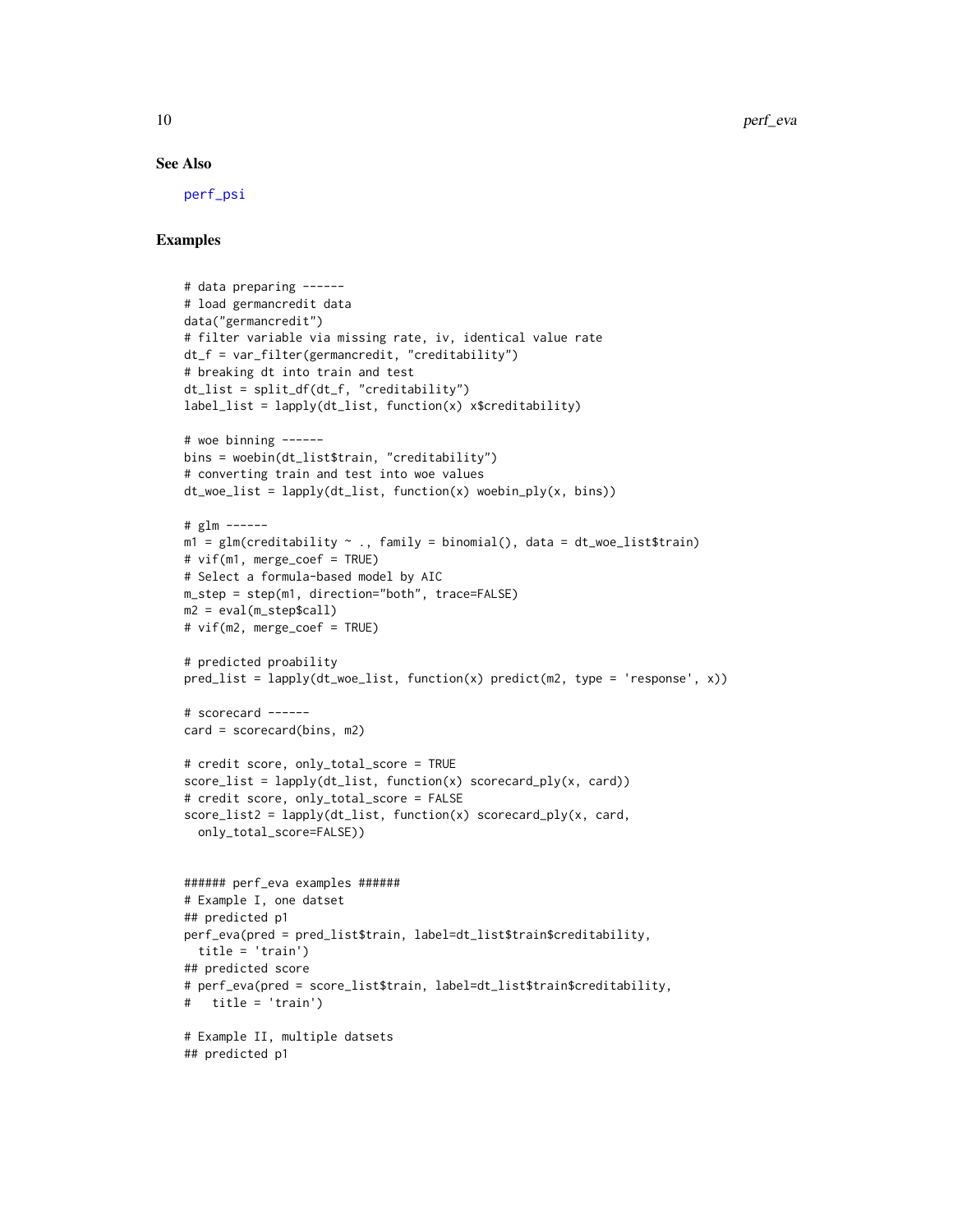## See Also

perf_psi

## Examples

```
# data preparing ------
# load germancredit data
data("germancredit")
# filter variable via missing rate, iv, identical value rate
dt_f = var_filter(germancredit, "creditability")
# breaking dt into train and test
dt_list = split_df(dt_f, "creditability")
label_list = lapply(dt_list, function(x) x$creditability)

# woe binning ------
bins = woebin(dt_list$train, "creditability")
# converting train and test into woe values
dt_woe_list = lapply(dt_list, function(x) woebin_ply(x, bins))

# glm ------
m1 = glm(creditability ~ ., family = binomial(), data = dt_woe_list$train)
# vif(m1, merge_coef = TRUE)
# Select a formula-based model by AIC
m_step = step(m1, direction="both", trace=FALSE)
m2 = eval(m_step$call)
# vif(m2, merge_coef = TRUE)

# predicted proability
pred_list = lapply(dt_woe_list, function(x) predict(m2, type = 'response', x))

# scorecard ------
card = scorecard(bins, m2)

# credit score, only_total_score = TRUE
score_list = lapply(dt_list, function(x) scorecard_ply(x, card))
# credit score, only_total_score = FALSE
score_list2 = lapply(dt_list, function(x) scorecard_ply(x, card,
  only_total_score=FALSE))


###### perf_eva examples ######
# Example I, one datset
## predicted p1
perf_eva(pred = pred_list$train, label=dt_list$train$creditability,
  title = 'train')
## predicted score
# perf_eva(pred = score_list$train, label=dt_list$train$creditability,
#   title = 'train')

# Example II, multiple datsets
## predicted p1
```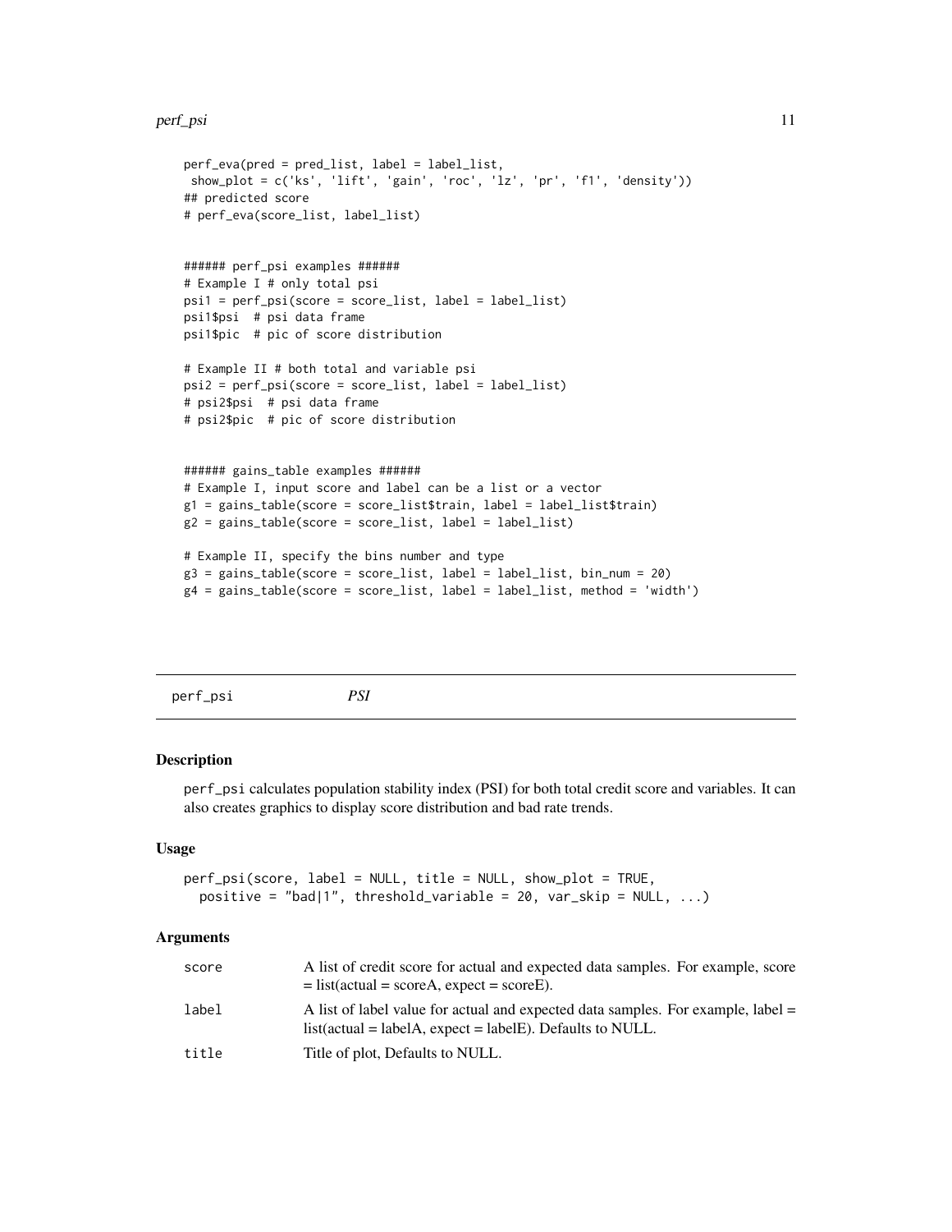```
perf_eva(pred = pred_list, label = label_list,
 show_plot = c('ks', 'lift', 'gain', 'roc', 'lz', 'pr', 'f1', 'density'))
## predicted score
# perf_eva(score_list, label_list)


###### perf_psi examples ######
# Example I # only total psi
psi1 = perf_psi(score = score_list, label = label_list)
psi1$psi  # psi data frame
psi1$pic  # pic of score distribution

# Example II # both total and variable psi
psi2 = perf_psi(score = score_list, label = label_list)
# psi2$psi  # psi data frame
# psi2$pic  # pic of score distribution


###### gains_table examples ######
# Example I, input score and label can be a list or a vector
g1 = gains_table(score = score_list$train, label = label_list$train)
g2 = gains_table(score = score_list, label = label_list)

# Example II, specify the bins number and type
g3 = gains_table(score = score_list, label = label_list, bin_num = 20)
g4 = gains_table(score = score_list, label = label_list, method = 'width')
```

---

## perf_psi — *PSI*

### Description

perf_psi calculates population stability index (PSI) for both total credit score and variables. It can also creates graphics to display score distribution and bad rate trends.

### Usage

```
perf_psi(score, label = NULL, title = NULL, show_plot = TRUE,
  positive = "bad|1", threshold_variable = 20, var_skip = NULL, ...)
```

### Arguments

| | |
|---|---|
| score | A list of credit score for actual and expected data samples. For example, score = list(actual = scoreA, expect = scoreE). |
| label | A list of label value for actual and expected data samples. For example, label = list(actual = labelA, expect = labelE). Defaults to NULL. |
| title | Title of plot, Defaults to NULL. |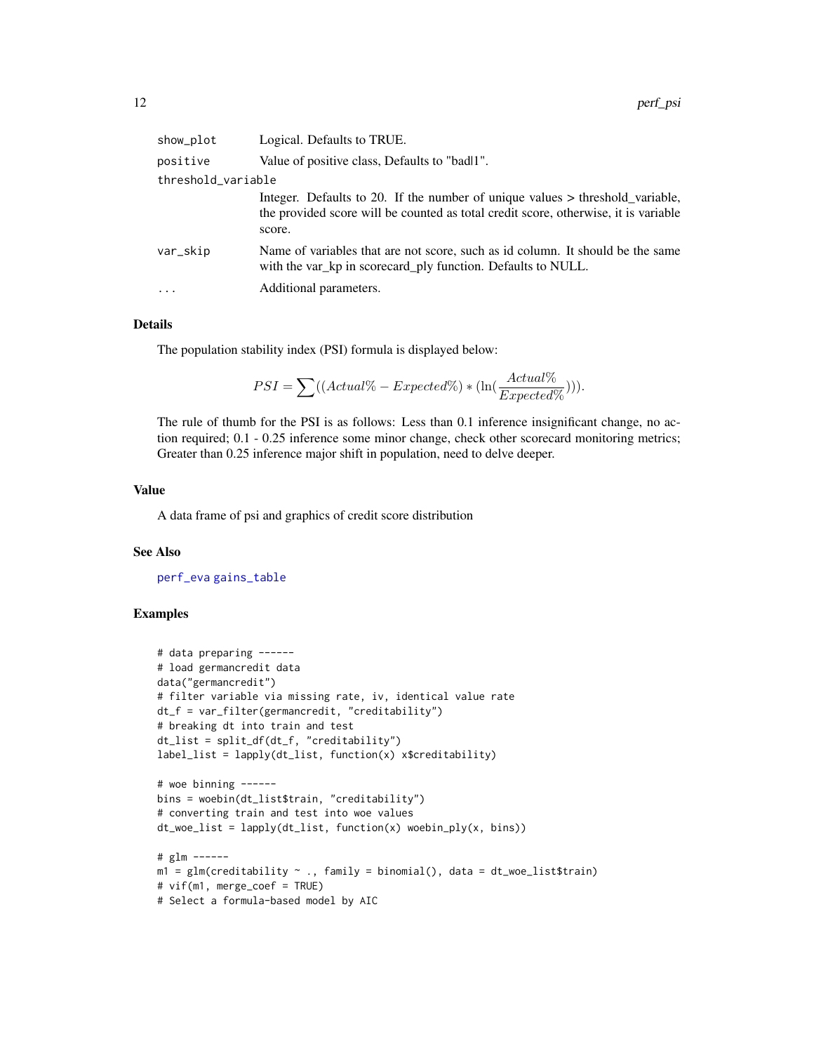| | |
|---|---|
| show_plot | Logical. Defaults to TRUE. |
| positive | Value of positive class, Defaults to "bad\|1". |
| threshold_variable | Integer. Defaults to 20. If the number of unique values > threshold_variable, the provided score will be counted as total credit score, otherwise, it is variable score. |
| var_skip | Name of variables that are not score, such as id column. It should be the same with the var_kp in scorecard_ply function. Defaults to NULL. |
| ... | Additional parameters. |

## Details

The population stability index (PSI) formula is displayed below:

$$PSI = \sum((Actual\% - Expected\%) * (\ln(\frac{Actual\%}{Expected\%}))).$$

The rule of thumb for the PSI is as follows: Less than 0.1 inference insignificant change, no action required; 0.1 - 0.25 inference some minor change, check other scorecard monitoring metrics; Greater than 0.25 inference major shift in population, need to delve deeper.

## Value

A data frame of psi and graphics of credit score distribution

## See Also

perf_eva gains_table

## Examples

```
# data preparing ------
# load germancredit data
data("germancredit")
# filter variable via missing rate, iv, identical value rate
dt_f = var_filter(germancredit, "creditability")
# breaking dt into train and test
dt_list = split_df(dt_f, "creditability")
label_list = lapply(dt_list, function(x) x$creditability)

# woe binning ------
bins = woebin(dt_list$train, "creditability")
# converting train and test into woe values
dt_woe_list = lapply(dt_list, function(x) woebin_ply(x, bins))

# glm ------
m1 = glm(creditability ~ ., family = binomial(), data = dt_woe_list$train)
# vif(m1, merge_coef = TRUE)
# Select a formula-based model by AIC
```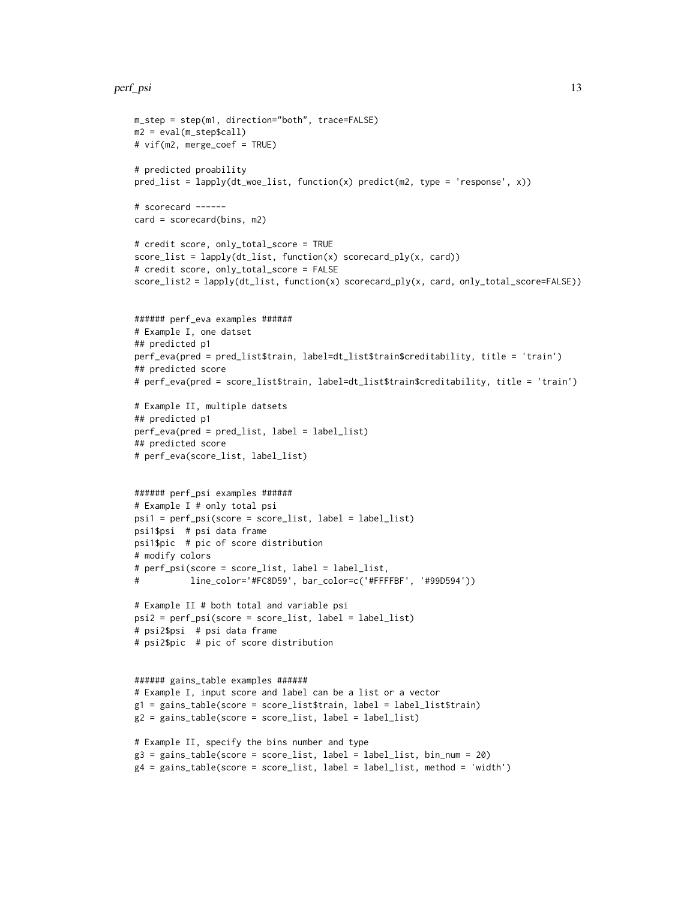```
m_step = step(m1, direction="both", trace=FALSE)
m2 = eval(m_step$call)
# vif(m2, merge_coef = TRUE)

# predicted proability
pred_list = lapply(dt_woe_list, function(x) predict(m2, type = 'response', x))

# scorecard ------
card = scorecard(bins, m2)

# credit score, only_total_score = TRUE
score_list = lapply(dt_list, function(x) scorecard_ply(x, card))
# credit score, only_total_score = FALSE
score_list2 = lapply(dt_list, function(x) scorecard_ply(x, card, only_total_score=FALSE))


###### perf_eva examples ######
# Example I, one datset
## predicted p1
perf_eva(pred = pred_list$train, label=dt_list$train$creditability, title = 'train')
## predicted score
# perf_eva(pred = score_list$train, label=dt_list$train$creditability, title = 'train')

# Example II, multiple datsets
## predicted p1
perf_eva(pred = pred_list, label = label_list)
## predicted score
# perf_eva(score_list, label_list)


###### perf_psi examples ######
# Example I # only total psi
psi1 = perf_psi(score = score_list, label = label_list)
psi1$psi  # psi data frame
psi1$pic  # pic of score distribution
# modify colors
# perf_psi(score = score_list, label = label_list,
#          line_color='#FC8D59', bar_color=c('#FFFFBF', '#99D594'))

# Example II # both total and variable psi
psi2 = perf_psi(score = score_list, label = label_list)
# psi2$psi  # psi data frame
# psi2$pic  # pic of score distribution


###### gains_table examples ######
# Example I, input score and label can be a list or a vector
g1 = gains_table(score = score_list$train, label = label_list$train)
g2 = gains_table(score = score_list, label = label_list)

# Example II, specify the bins number and type
g3 = gains_table(score = score_list, label = label_list, bin_num = 20)
g4 = gains_table(score = score_list, label = label_list, method = 'width')
```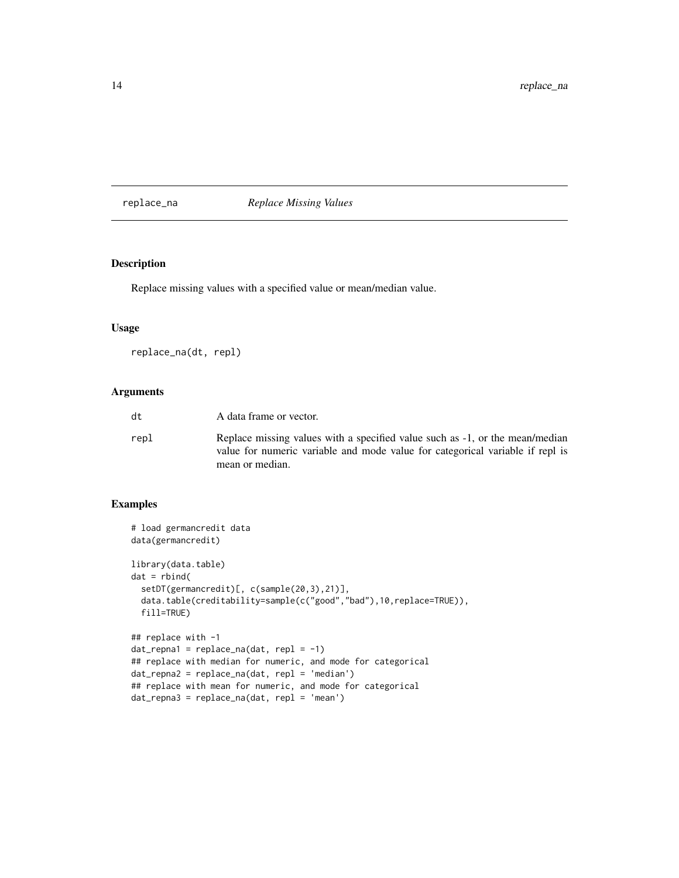# replace_na *Replace Missing Values*

## Description

Replace missing values with a specified value or mean/median value.

## Usage

```
replace_na(dt, repl)
```

## Arguments

| | |
|---|---|
| dt | A data frame or vector. |
| repl | Replace missing values with a specified value such as -1, or the mean/median value for numeric variable and mode value for categorical variable if repl is mean or median. |

## Examples

```
# load germancredit data
data(germancredit)

library(data.table)
dat = rbind(
  setDT(germancredit)[, c(sample(20,3),21)],
  data.table(creditability=sample(c("good","bad"),10,replace=TRUE)),
  fill=TRUE)

## replace with -1
dat_repna1 = replace_na(dat, repl = -1)
## replace with median for numeric, and mode for categorical
dat_repna2 = replace_na(dat, repl = 'median')
## replace with mean for numeric, and mode for categorical
dat_repna3 = replace_na(dat, repl = 'mean')
```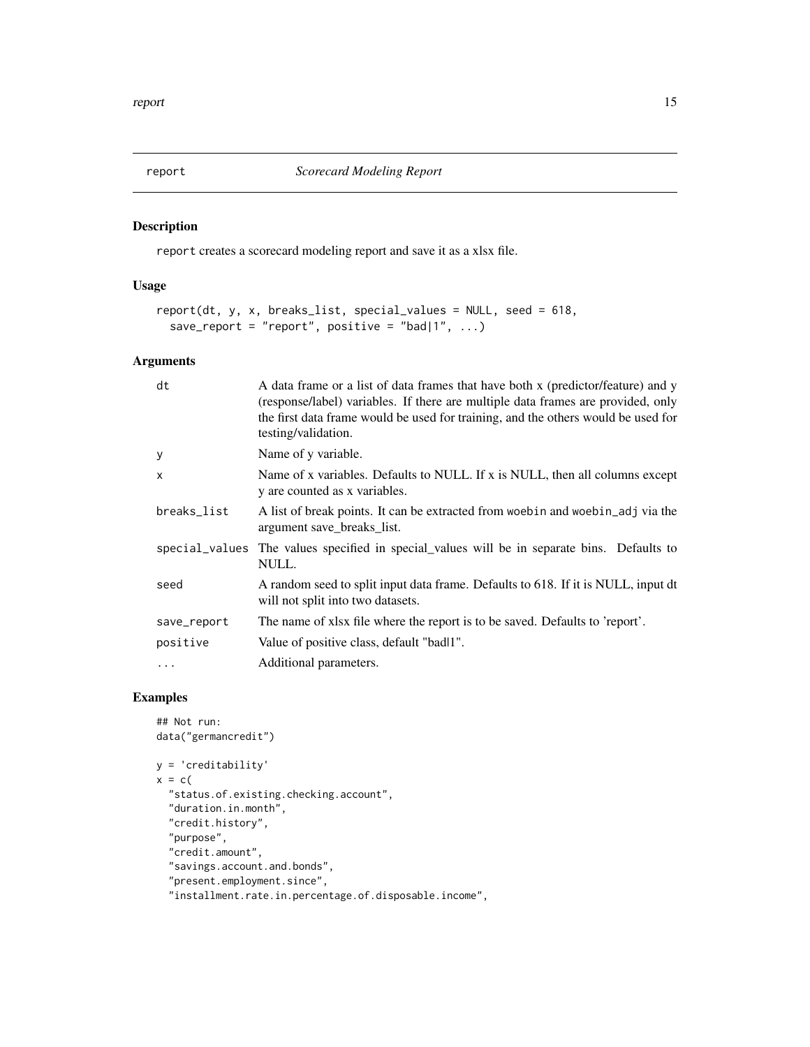# report *Scorecard Modeling Report*

## Description

`report` creates a scorecard modeling report and save it as a xlsx file.

## Usage

```
report(dt, y, x, breaks_list, special_values = NULL, seed = 618,
  save_report = "report", positive = "bad|1", ...)
```

## Arguments

| | |
|---|---|
| `dt` | A data frame or a list of data frames that have both x (predictor/feature) and y (response/label) variables. If there are multiple data frames are provided, only the first data frame would be used for training, and the others would be used for testing/validation. |
| `y` | Name of y variable. |
| `x` | Name of x variables. Defaults to NULL. If x is NULL, then all columns except y are counted as x variables. |
| `breaks_list` | A list of break points. It can be extracted from `woebin` and `woebin_adj` via the argument save_breaks_list. |
| `special_values` | The values specified in special_values will be in separate bins. Defaults to NULL. |
| `seed` | A random seed to split input data frame. Defaults to 618. If it is NULL, input dt will not split into two datasets. |
| `save_report` | The name of xlsx file where the report is to be saved. Defaults to 'report'. |
| `positive` | Value of positive class, default "bad|1". |
| `...` | Additional parameters. |

## Examples

```
## Not run:
data("germancredit")

y = 'creditability'
x = c(
  "status.of.existing.checking.account",
  "duration.in.month",
  "credit.history",
  "purpose",
  "credit.amount",
  "savings.account.and.bonds",
  "present.employment.since",
  "installment.rate.in.percentage.of.disposable.income",
```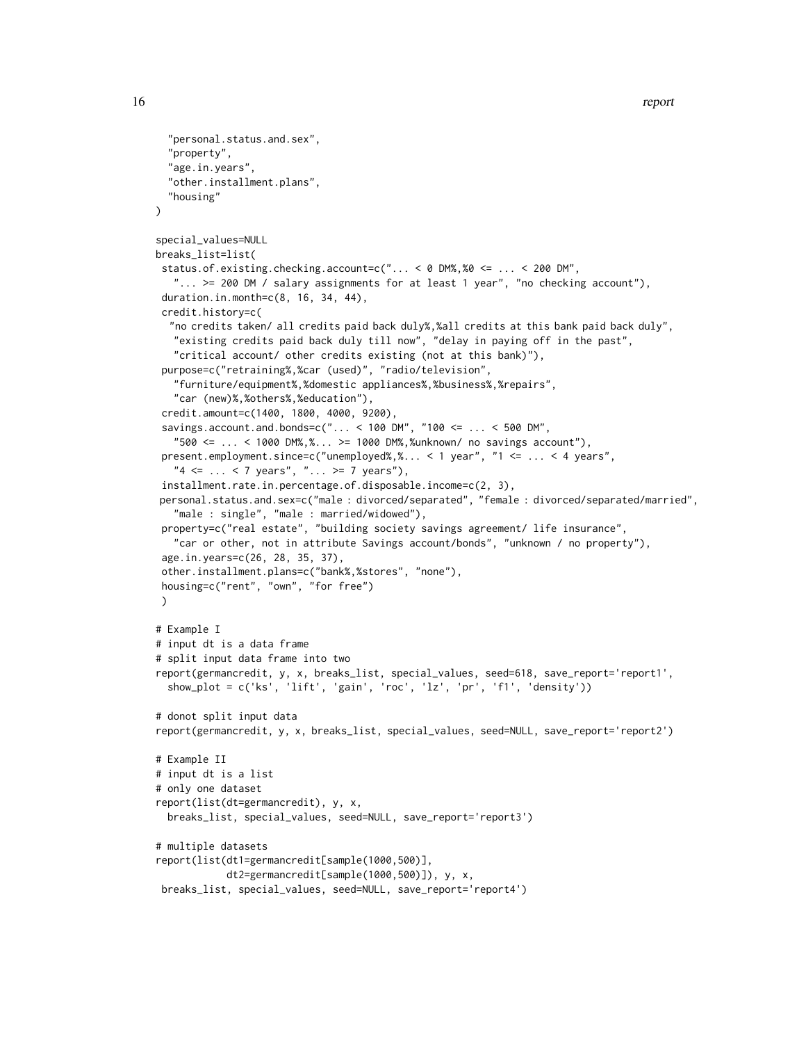```
  "personal.status.and.sex",
  "property",
  "age.in.years",
  "other.installment.plans",
  "housing"
)

special_values=NULL
breaks_list=list(
 status.of.existing.checking.account=c("... < 0 DM%,%0 <= ... < 200 DM",
   "... >= 200 DM / salary assignments for at least 1 year", "no checking account"),
 duration.in.month=c(8, 16, 34, 44),
 credit.history=c(
  "no credits taken/ all credits paid back duly%,%all credits at this bank paid back duly",
   "existing credits paid back duly till now", "delay in paying off in the past",
   "critical account/ other credits existing (not at this bank)"),
 purpose=c("retraining%,%car (used)", "radio/television",
   "furniture/equipment%,%domestic appliances%,%business%,%repairs",
   "car (new)%,%others%,%education"),
 credit.amount=c(1400, 1800, 4000, 9200),
 savings.account.and.bonds=c("... < 100 DM", "100 <= ... < 500 DM",
   "500 <= ... < 1000 DM%,%... >= 1000 DM%,%unknown/ no savings account"),
 present.employment.since=c("unemployed%,%... < 1 year", "1 <= ... < 4 years",
   "4 <= ... < 7 years", "... >= 7 years"),
 installment.rate.in.percentage.of.disposable.income=c(2, 3),
 personal.status.and.sex=c("male : divorced/separated", "female : divorced/separated/married",
   "male : single", "male : married/widowed"),
 property=c("real estate", "building society savings agreement/ life insurance",
   "car or other, not in attribute Savings account/bonds", "unknown / no property"),
 age.in.years=c(26, 28, 35, 37),
 other.installment.plans=c("bank%,%stores", "none"),
 housing=c("rent", "own", "for free")
 )

# Example I
# input dt is a data frame
# split input data frame into two
report(germancredit, y, x, breaks_list, special_values, seed=618, save_report='report1',
  show_plot = c('ks', 'lift', 'gain', 'roc', 'lz', 'pr', 'f1', 'density'))

# donot split input data
report(germancredit, y, x, breaks_list, special_values, seed=NULL, save_report='report2')

# Example II
# input dt is a list
# only one dataset
report(list(dt=germancredit), y, x,
  breaks_list, special_values, seed=NULL, save_report='report3')

# multiple datasets
report(list(dt1=germancredit[sample(1000,500)],
            dt2=germancredit[sample(1000,500)]), y, x,
 breaks_list, special_values, seed=NULL, save_report='report4')
```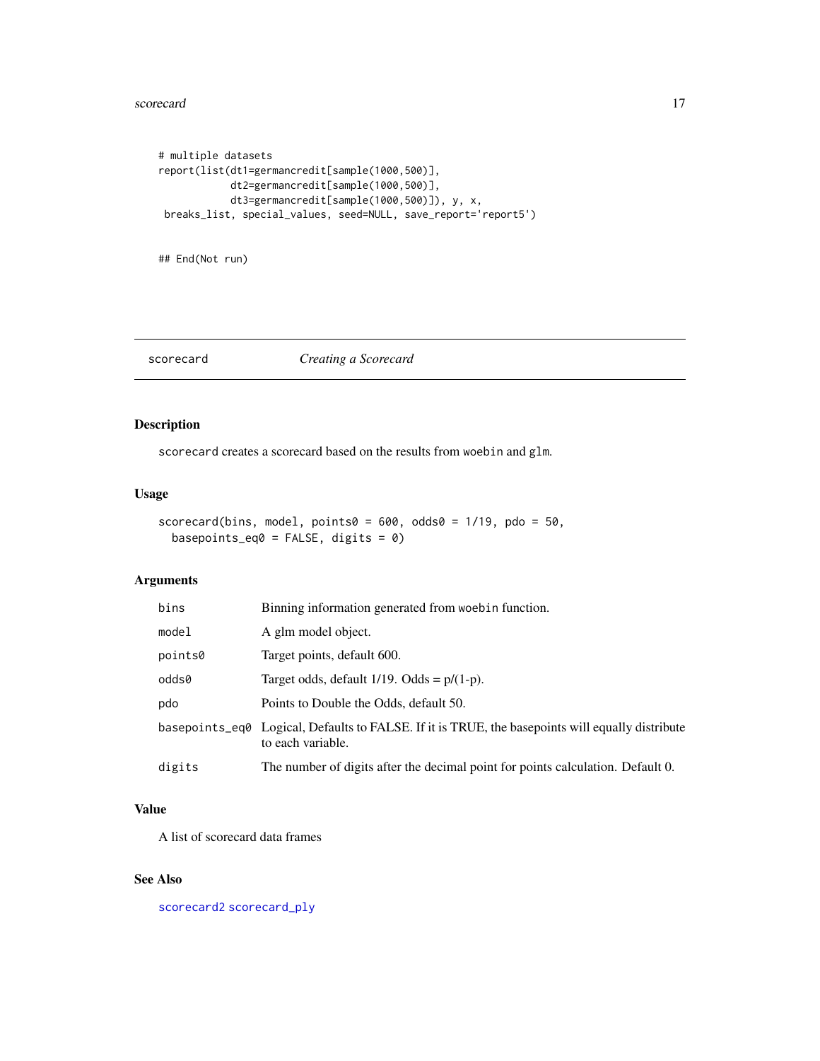```
# multiple datasets
report(list(dt1=germancredit[sample(1000,500)],
            dt2=germancredit[sample(1000,500)],
            dt3=germancredit[sample(1000,500)]), y, x,
 breaks_list, special_values, seed=NULL, save_report='report5')


## End(Not run)
```

---

## scorecard — *Creating a Scorecard*

---

### Description

scorecard creates a scorecard based on the results from woebin and glm.

### Usage

```
scorecard(bins, model, points0 = 600, odds0 = 1/19, pdo = 50,
  basepoints_eq0 = FALSE, digits = 0)
```

### Arguments

| | |
|---|---|
| bins | Binning information generated from woebin function. |
| model | A glm model object. |
| points0 | Target points, default 600. |
| odds0 | Target odds, default 1/19. Odds = p/(1-p). |
| pdo | Points to Double the Odds, default 50. |
| basepoints_eq0 | Logical, Defaults to FALSE. If it is TRUE, the basepoints will equally distribute to each variable. |
| digits | The number of digits after the decimal point for points calculation. Default 0. |

### Value

A list of scorecard data frames

### See Also

scorecard2 scorecard_ply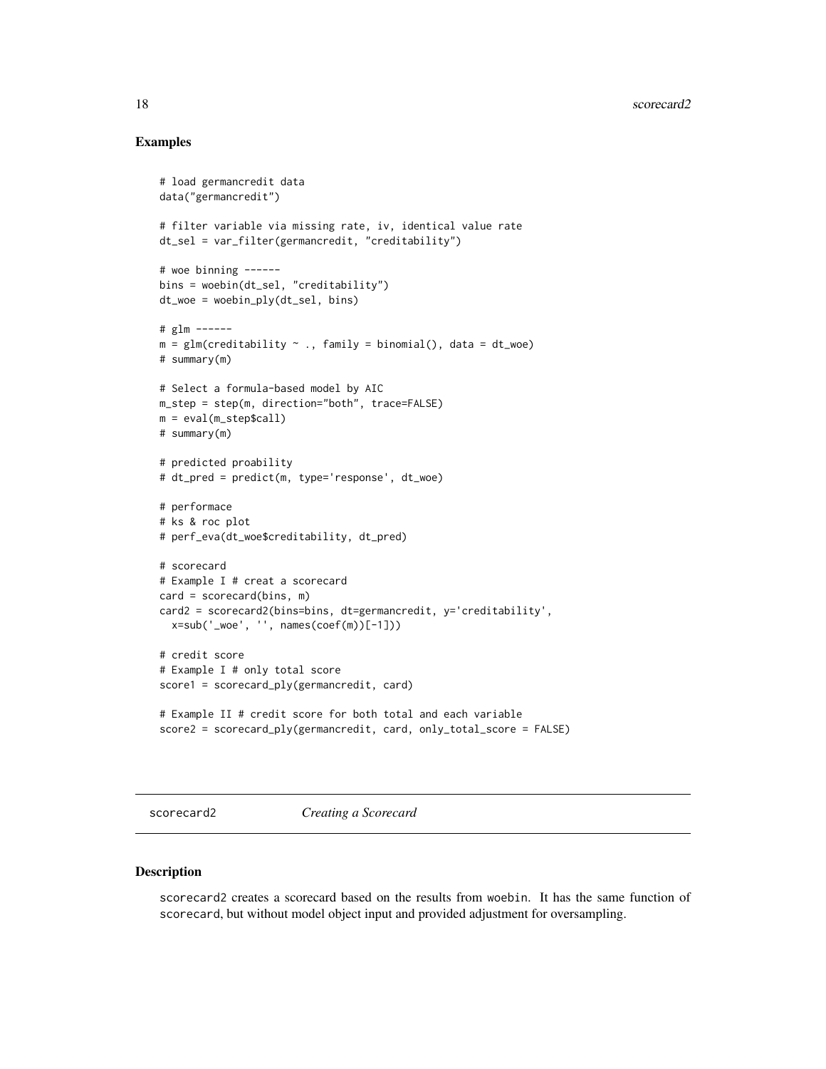## Examples

```
# load germancredit data
data("germancredit")

# filter variable via missing rate, iv, identical value rate
dt_sel = var_filter(germancredit, "creditability")

# woe binning ------
bins = woebin(dt_sel, "creditability")
dt_woe = woebin_ply(dt_sel, bins)

# glm ------
m = glm(creditability ~ ., family = binomial(), data = dt_woe)
# summary(m)

# Select a formula-based model by AIC
m_step = step(m, direction="both", trace=FALSE)
m = eval(m_step$call)
# summary(m)

# predicted proability
# dt_pred = predict(m, type='response', dt_woe)

# performace
# ks & roc plot
# perf_eva(dt_woe$creditability, dt_pred)

# scorecard
# Example I # creat a scorecard
card = scorecard(bins, m)
card2 = scorecard2(bins=bins, dt=germancredit, y='creditability',
  x=sub('_woe', '', names(coef(m))[-1]))

# credit score
# Example I # only total score
score1 = scorecard_ply(germancredit, card)

# Example II # credit score for both total and each variable
score2 = scorecard_ply(germancredit, card, only_total_score = FALSE)
```

---

# scorecard2 *Creating a Scorecard*

## Description

scorecard2 creates a scorecard based on the results from woebin. It has the same function of scorecard, but without model object input and provided adjustment for oversampling.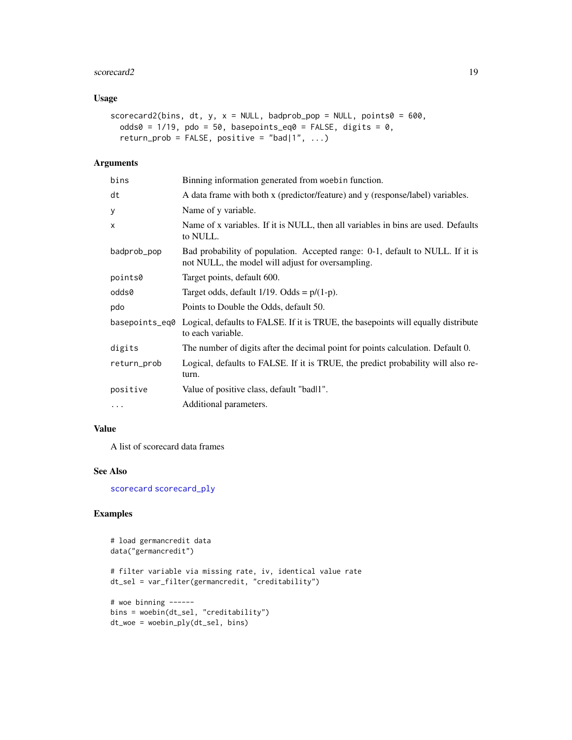## Usage

```
scorecard2(bins, dt, y, x = NULL, badprob_pop = NULL, points0 = 600,
  odds0 = 1/19, pdo = 50, basepoints_eq0 = FALSE, digits = 0,
  return_prob = FALSE, positive = "bad|1", ...)
```

## Arguments

| | |
|---|---|
| bins | Binning information generated from woebin function. |
| dt | A data frame with both x (predictor/feature) and y (response/label) variables. |
| y | Name of y variable. |
| x | Name of x variables. If it is NULL, then all variables in bins are used. Defaults to NULL. |
| badprob_pop | Bad probability of population. Accepted range: 0-1, default to NULL. If it is not NULL, the model will adjust for oversampling. |
| points0 | Target points, default 600. |
| odds0 | Target odds, default 1/19. Odds = p/(1-p). |
| pdo | Points to Double the Odds, default 50. |
| basepoints_eq0 | Logical, defaults to FALSE. If it is TRUE, the basepoints will equally distribute to each variable. |
| digits | The number of digits after the decimal point for points calculation. Default 0. |
| return_prob | Logical, defaults to FALSE. If it is TRUE, the predict probability will also return. |
| positive | Value of positive class, default "bad|1". |
| ... | Additional parameters. |

## Value

A list of scorecard data frames

## See Also

scorecard scorecard_ply

## Examples

```
# load germancredit data
data("germancredit")

# filter variable via missing rate, iv, identical value rate
dt_sel = var_filter(germancredit, "creditability")

# woe binning ------
bins = woebin(dt_sel, "creditability")
dt_woe = woebin_ply(dt_sel, bins)
```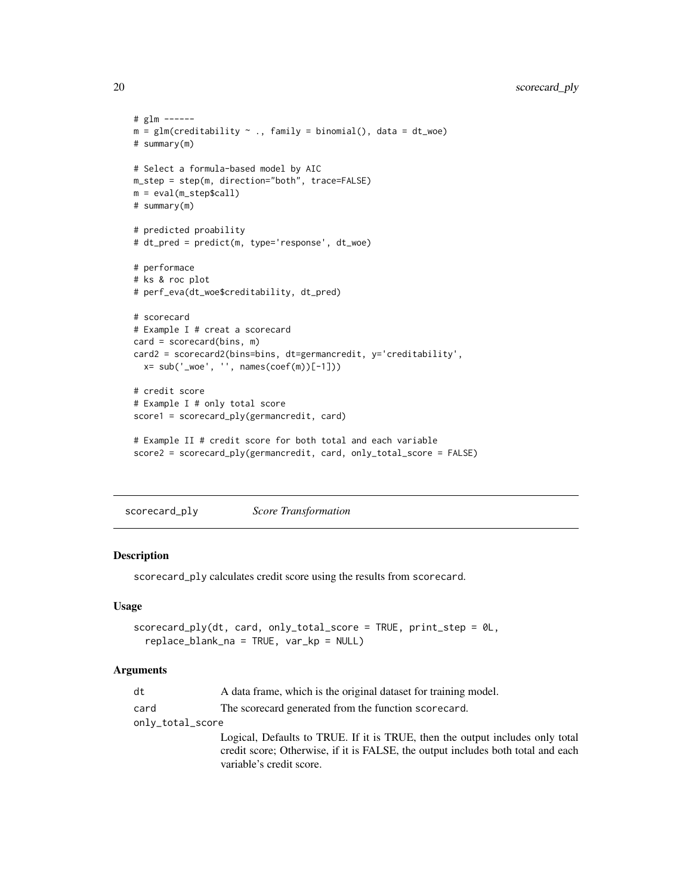```
# glm ------
m = glm(creditability ~ ., family = binomial(), data = dt_woe)
# summary(m)

# Select a formula-based model by AIC
m_step = step(m, direction="both", trace=FALSE)
m = eval(m_step$call)
# summary(m)

# predicted proability
# dt_pred = predict(m, type='response', dt_woe)

# performace
# ks & roc plot
# perf_eva(dt_woe$creditability, dt_pred)

# scorecard
# Example I # creat a scorecard
card = scorecard(bins, m)
card2 = scorecard2(bins=bins, dt=germancredit, y='creditability',
  x= sub('_woe', '', names(coef(m))[-1]))

# credit score
# Example I # only total score
score1 = scorecard_ply(germancredit, card)

# Example II # credit score for both total and each variable
score2 = scorecard_ply(germancredit, card, only_total_score = FALSE)
```

---

## scorecard_ply *Score Transformation*

---

### Description

scorecard_ply calculates credit score using the results from scorecard.

### Usage

```
scorecard_ply(dt, card, only_total_score = TRUE, print_step = 0L,
  replace_blank_na = TRUE, var_kp = NULL)
```

### Arguments

| | |
|---|---|
| dt | A data frame, which is the original dataset for training model. |
| card | The scorecard generated from the function scorecard. |
| only_total_score | Logical, Defaults to TRUE. If it is TRUE, then the output includes only total credit score; Otherwise, if it is FALSE, the output includes both total and each variable's credit score. |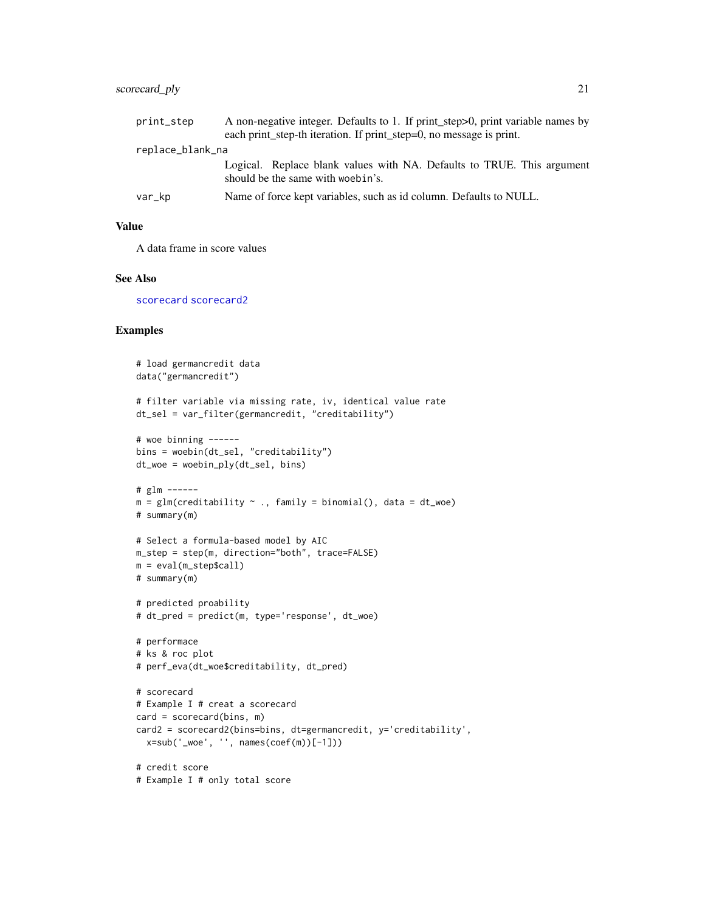print_step
: A non-negative integer. Defaults to 1. If print_step>0, print variable names by each print_step-th iteration. If print_step=0, no message is print.

replace_blank_na
: Logical. Replace blank values with NA. Defaults to TRUE. This argument should be the same with woebin's.

var_kp
: Name of force kept variables, such as id column. Defaults to NULL.

## Value

A data frame in score values

## See Also

scorecard scorecard2

## Examples

```
# load germancredit data
data("germancredit")

# filter variable via missing rate, iv, identical value rate
dt_sel = var_filter(germancredit, "creditability")

# woe binning ------
bins = woebin(dt_sel, "creditability")
dt_woe = woebin_ply(dt_sel, bins)

# glm ------
m = glm(creditability ~ ., family = binomial(), data = dt_woe)
# summary(m)

# Select a formula-based model by AIC
m_step = step(m, direction="both", trace=FALSE)
m = eval(m_step$call)
# summary(m)

# predicted proability
# dt_pred = predict(m, type='response', dt_woe)

# performace
# ks & roc plot
# perf_eva(dt_woe$creditability, dt_pred)

# scorecard
# Example I # creat a scorecard
card = scorecard(bins, m)
card2 = scorecard2(bins=bins, dt=germancredit, y='creditability',
  x=sub('_woe', '', names(coef(m))[-1]))

# credit score
# Example I # only total score
```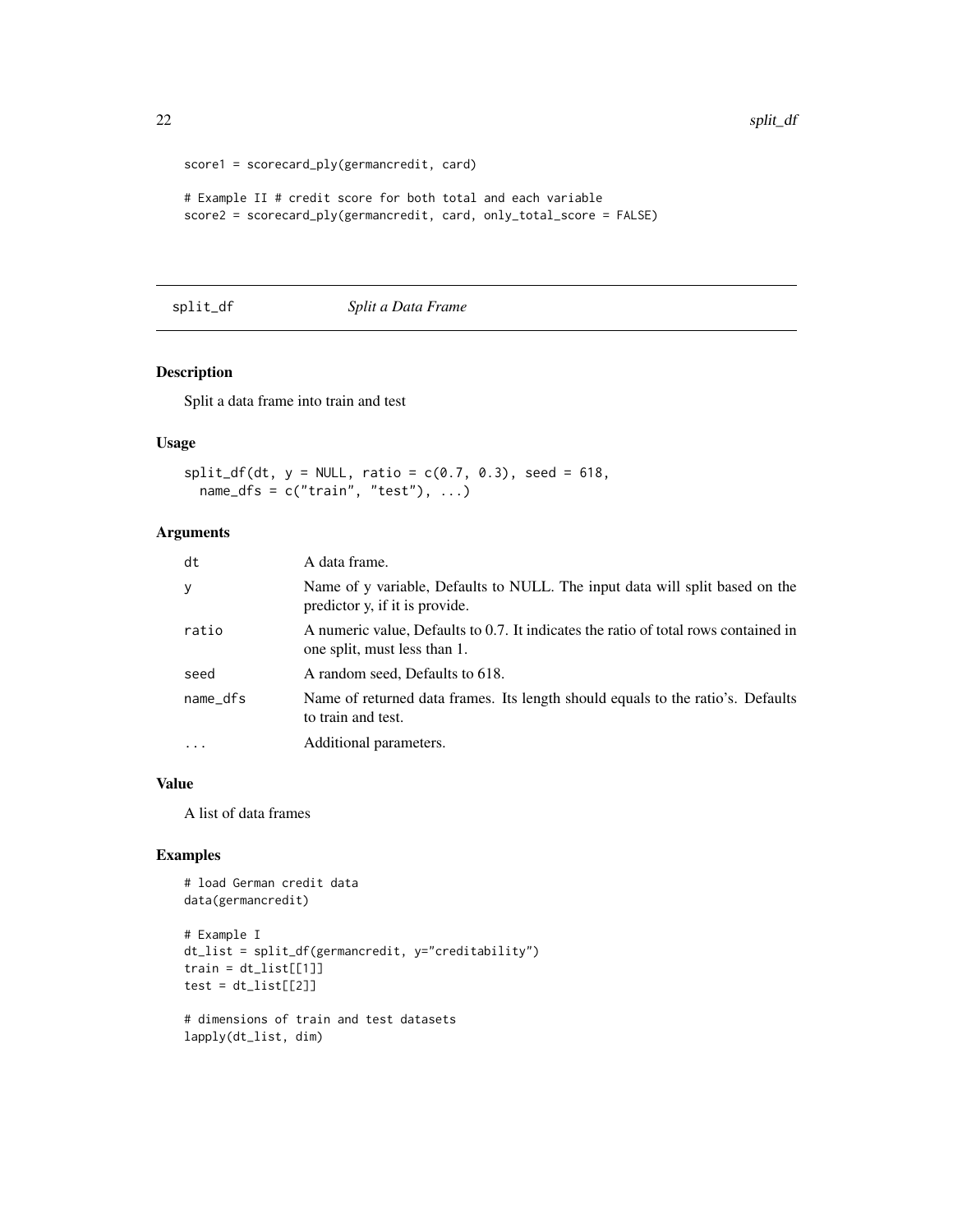```
score1 = scorecard_ply(germancredit, card)

# Example II # credit score for both total and each variable
score2 = scorecard_ply(germancredit, card, only_total_score = FALSE)
```

## split_df    *Split a Data Frame*

### Description

Split a data frame into train and test

### Usage

```
split_df(dt, y = NULL, ratio = c(0.7, 0.3), seed = 618,
  name_dfs = c("train", "test"), ...)
```

### Arguments

| | |
|---|---|
| dt | A data frame. |
| y | Name of y variable, Defaults to NULL. The input data will split based on the predictor y, if it is provide. |
| ratio | A numeric value, Defaults to 0.7. It indicates the ratio of total rows contained in one split, must less than 1. |
| seed | A random seed, Defaults to 618. |
| name_dfs | Name of returned data frames. Its length should equals to the ratio's. Defaults to train and test. |
| ... | Additional parameters. |

### Value

A list of data frames

### Examples

```
# load German credit data
data(germancredit)

# Example I
dt_list = split_df(germancredit, y="creditability")
train = dt_list[[1]]
test = dt_list[[2]]

# dimensions of train and test datasets
lapply(dt_list, dim)
```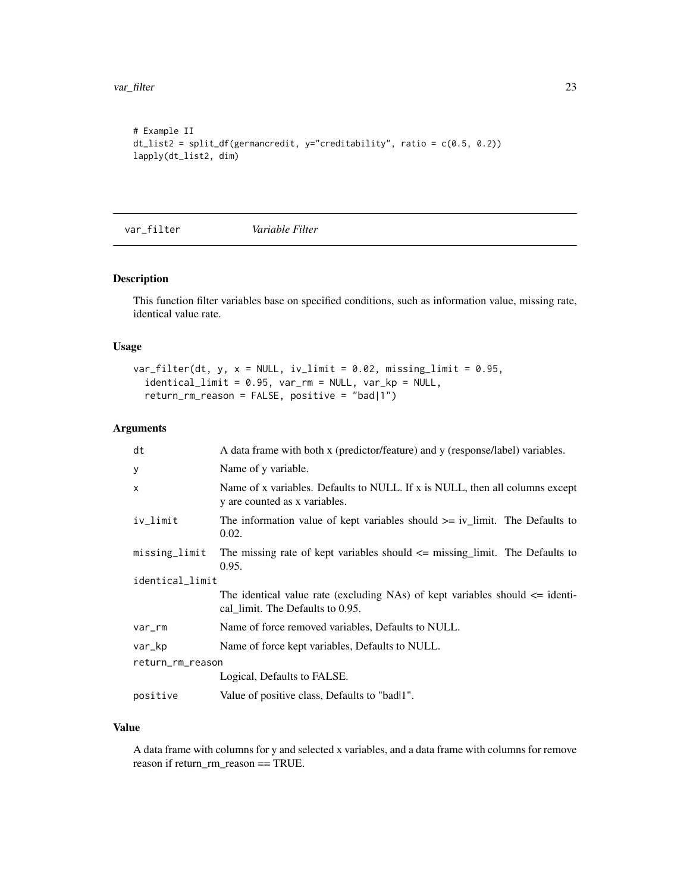```
# Example II
dt_list2 = split_df(germancredit, y="creditability", ratio = c(0.5, 0.2))
lapply(dt_list2, dim)
```

## var_filter *Variable Filter*

### Description

This function filter variables base on specified conditions, such as information value, missing rate, identical value rate.

### Usage

```
var_filter(dt, y, x = NULL, iv_limit = 0.02, missing_limit = 0.95,
  identical_limit = 0.95, var_rm = NULL, var_kp = NULL,
  return_rm_reason = FALSE, positive = "bad|1")
```

### Arguments

| | |
|---|---|
| dt | A data frame with both x (predictor/feature) and y (response/label) variables. |
| y | Name of y variable. |
| x | Name of x variables. Defaults to NULL. If x is NULL, then all columns except y are counted as x variables. |
| iv_limit | The information value of kept variables should >= iv_limit. The Defaults to 0.02. |
| missing_limit | The missing rate of kept variables should <= missing_limit. The Defaults to 0.95. |
| identical_limit | The identical value rate (excluding NAs) of kept variables should <= identical_limit. The Defaults to 0.95. |
| var_rm | Name of force removed variables, Defaults to NULL. |
| var_kp | Name of force kept variables, Defaults to NULL. |
| return_rm_reason | Logical, Defaults to FALSE. |
| positive | Value of positive class, Defaults to "bad\|1". |

### Value

A data frame with columns for y and selected x variables, and a data frame with columns for remove reason if return_rm_reason == TRUE.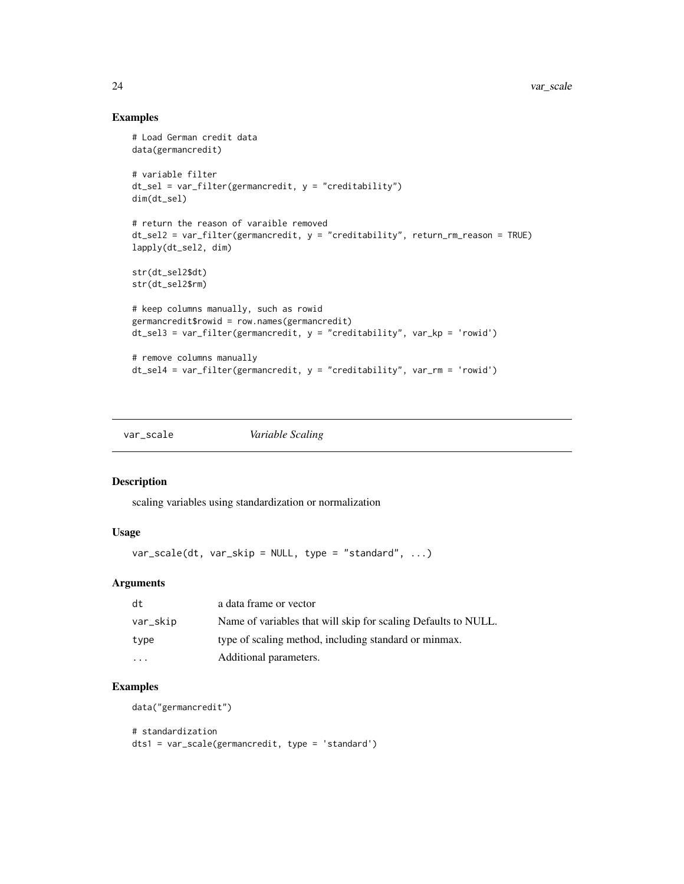## Examples

```
# Load German credit data
data(germancredit)

# variable filter
dt_sel = var_filter(germancredit, y = "creditability")
dim(dt_sel)

# return the reason of varaible removed
dt_sel2 = var_filter(germancredit, y = "creditability", return_rm_reason = TRUE)
lapply(dt_sel2, dim)

str(dt_sel2$dt)
str(dt_sel2$rm)

# keep columns manually, such as rowid
germancredit$rowid = row.names(germancredit)
dt_sel3 = var_filter(germancredit, y = "creditability", var_kp = 'rowid')

# remove columns manually
dt_sel4 = var_filter(germancredit, y = "creditability", var_rm = 'rowid')
```

---

# var_scale *Variable Scaling*

## Description

scaling variables using standardization or normalization

## Usage

```
var_scale(dt, var_skip = NULL, type = "standard", ...)
```

## Arguments

| | |
|---|---|
| dt | a data frame or vector |
| var_skip | Name of variables that will skip for scaling Defaults to NULL. |
| type | type of scaling method, including standard or minmax. |
| ... | Additional parameters. |

## Examples

```
data("germancredit")

# standardization
dts1 = var_scale(germancredit, type = 'standard')
```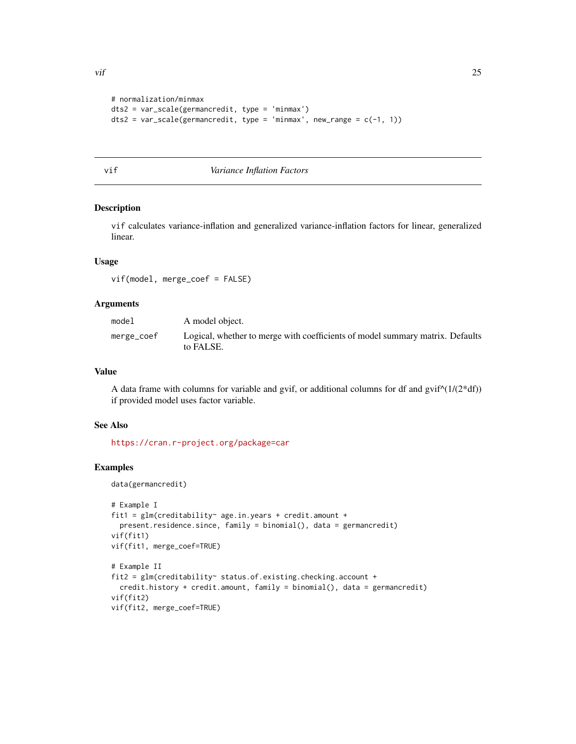```
# normalization/minmax
dts2 = var_scale(germancredit, type = 'minmax')
dts2 = var_scale(germancredit, type = 'minmax', new_range = c(-1, 1))
```

---

## vif — *Variance Inflation Factors*

### Description

vif calculates variance-inflation and generalized variance-inflation factors for linear, generalized linear.

### Usage

```
vif(model, merge_coef = FALSE)
```

### Arguments

| | |
|---|---|
| model | A model object. |
| merge_coef | Logical, whether to merge with coefficients of model summary matrix. Defaults to FALSE. |

### Value

A data frame with columns for variable and gvif, or additional columns for df and gvif^(1/(2*df)) if provided model uses factor variable.

### See Also

https://cran.r-project.org/package=car

### Examples

```
data(germancredit)

# Example I
fit1 = glm(creditability~ age.in.years + credit.amount +
  present.residence.since, family = binomial(), data = germancredit)
vif(fit1)
vif(fit1, merge_coef=TRUE)

# Example II
fit2 = glm(creditability~ status.of.existing.checking.account +
  credit.history + credit.amount, family = binomial(), data = germancredit)
vif(fit2)
vif(fit2, merge_coef=TRUE)
```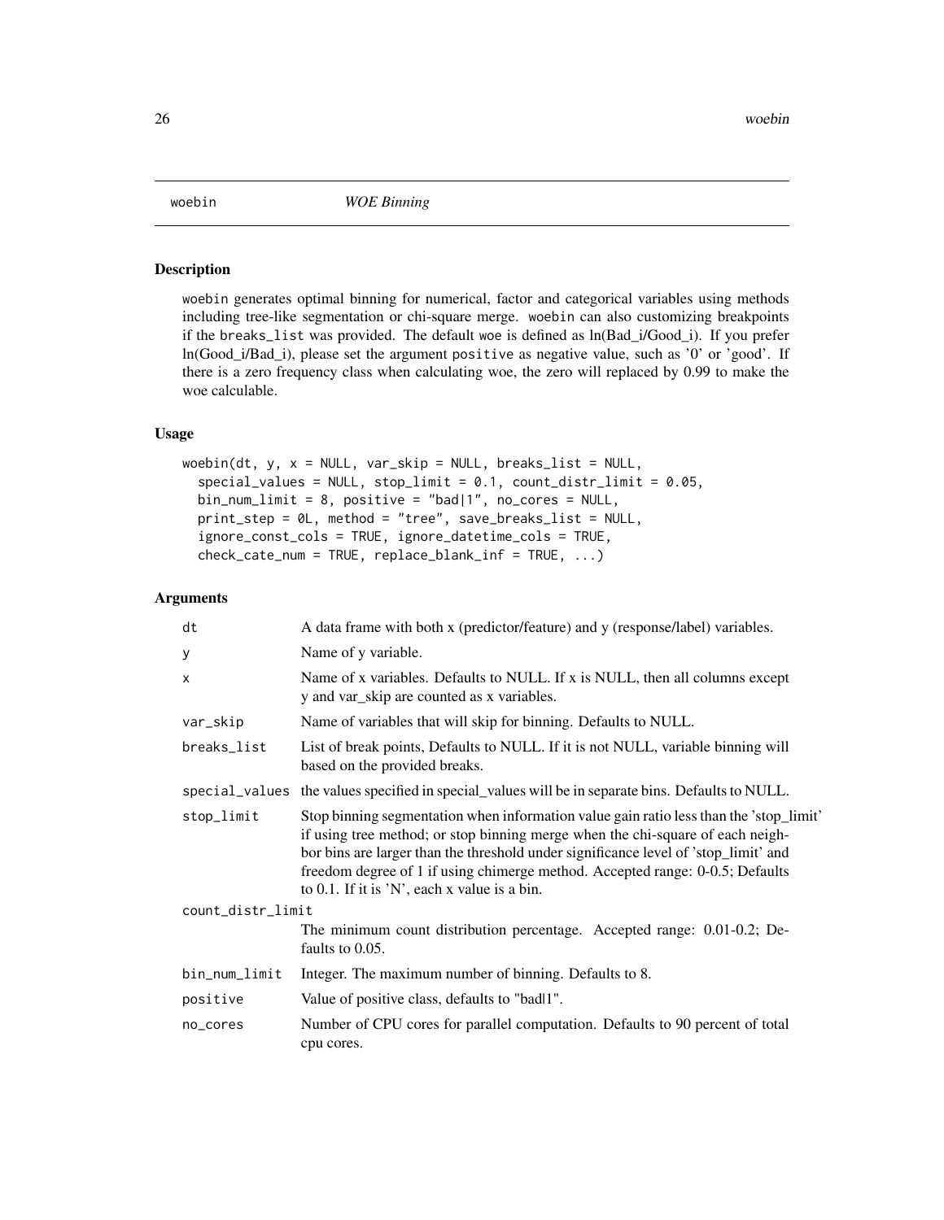# woebin — *WOE Binning*

## Description

woebin generates optimal binning for numerical, factor and categorical variables using methods including tree-like segmentation or chi-square merge. woebin can also customizing breakpoints if the breaks_list was provided. The default woe is defined as ln(Bad_i/Good_i). If you prefer ln(Good_i/Bad_i), please set the argument positive as negative value, such as '0' or 'good'. If there is a zero frequency class when calculating woe, the zero will replaced by 0.99 to make the woe calculable.

## Usage

```
woebin(dt, y, x = NULL, var_skip = NULL, breaks_list = NULL,
  special_values = NULL, stop_limit = 0.1, count_distr_limit = 0.05,
  bin_num_limit = 8, positive = "bad|1", no_cores = NULL,
  print_step = 0L, method = "tree", save_breaks_list = NULL,
  ignore_const_cols = TRUE, ignore_datetime_cols = TRUE,
  check_cate_num = TRUE, replace_blank_inf = TRUE, ...)
```

## Arguments

| Argument | Description |
|---|---|
| dt | A data frame with both x (predictor/feature) and y (response/label) variables. |
| y | Name of y variable. |
| x | Name of x variables. Defaults to NULL. If x is NULL, then all columns except y and var_skip are counted as x variables. |
| var_skip | Name of variables that will skip for binning. Defaults to NULL. |
| breaks_list | List of break points, Defaults to NULL. If it is not NULL, variable binning will based on the provided breaks. |
| special_values | the values specified in special_values will be in separate bins. Defaults to NULL. |
| stop_limit | Stop binning segmentation when information value gain ratio less than the 'stop_limit' if using tree method; or stop binning merge when the chi-square of each neighbor bins are larger than the threshold under significance level of 'stop_limit' and freedom degree of 1 if using chimerge method. Accepted range: 0-0.5; Defaults to 0.1. If it is 'N', each x value is a bin. |
| count_distr_limit | The minimum count distribution percentage. Accepted range: 0.01-0.2; Defaults to 0.05. |
| bin_num_limit | Integer. The maximum number of binning. Defaults to 8. |
| positive | Value of positive class, defaults to "bad\|1". |
| no_cores | Number of CPU cores for parallel computation. Defaults to 90 percent of total cpu cores. |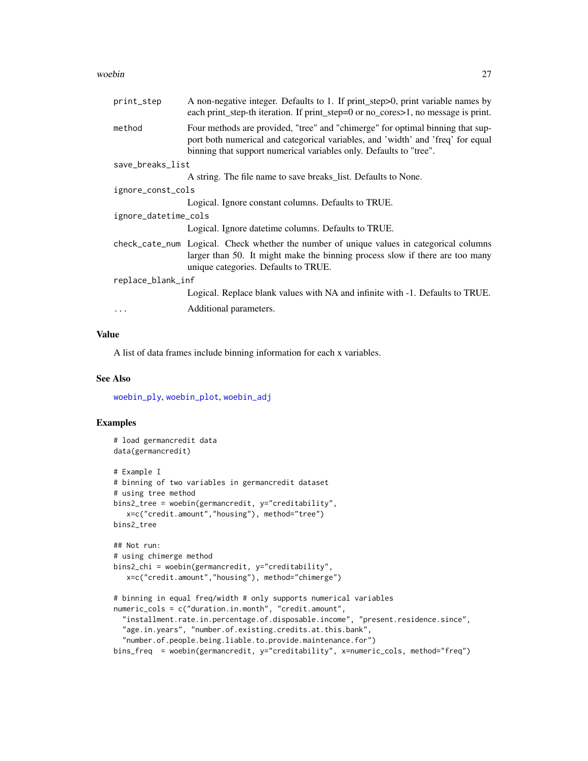| | |
|---|---|
| print_step | A non-negative integer. Defaults to 1. If print_step>0, print variable names by each print_step-th iteration. If print_step=0 or no_cores>1, no message is print. |
| method | Four methods are provided, "tree" and "chimerge" for optimal binning that support both numerical and categorical variables, and 'width' and 'freq' for equal binning that support numerical variables only. Defaults to "tree". |
| save_breaks_list | A string. The file name to save breaks_list. Defaults to None. |
| ignore_const_cols | Logical. Ignore constant columns. Defaults to TRUE. |
| ignore_datetime_cols | Logical. Ignore datetime columns. Defaults to TRUE. |
| check_cate_num | Logical. Check whether the number of unique values in categorical columns larger than 50. It might make the binning process slow if there are too many unique categories. Defaults to TRUE. |
| replace_blank_inf | Logical. Replace blank values with NA and infinite with -1. Defaults to TRUE. |
| ... | Additional parameters. |

## Value

A list of data frames include binning information for each x variables.

## See Also

woebin_ply, woebin_plot, woebin_adj

## Examples

```
# load germancredit data
data(germancredit)

# Example I
# binning of two variables in germancredit dataset
# using tree method
bins2_tree = woebin(germancredit, y="creditability",
   x=c("credit.amount","housing"), method="tree")
bins2_tree

## Not run:
# using chimerge method
bins2_chi = woebin(germancredit, y="creditability",
   x=c("credit.amount","housing"), method="chimerge")

# binning in equal freq/width # only supports numerical variables
numeric_cols = c("duration.in.month", "credit.amount",
  "installment.rate.in.percentage.of.disposable.income", "present.residence.since",
  "age.in.years", "number.of.existing.credits.at.this.bank",
  "number.of.people.being.liable.to.provide.maintenance.for")
bins_freq  = woebin(germancredit, y="creditability", x=numeric_cols, method="freq")
```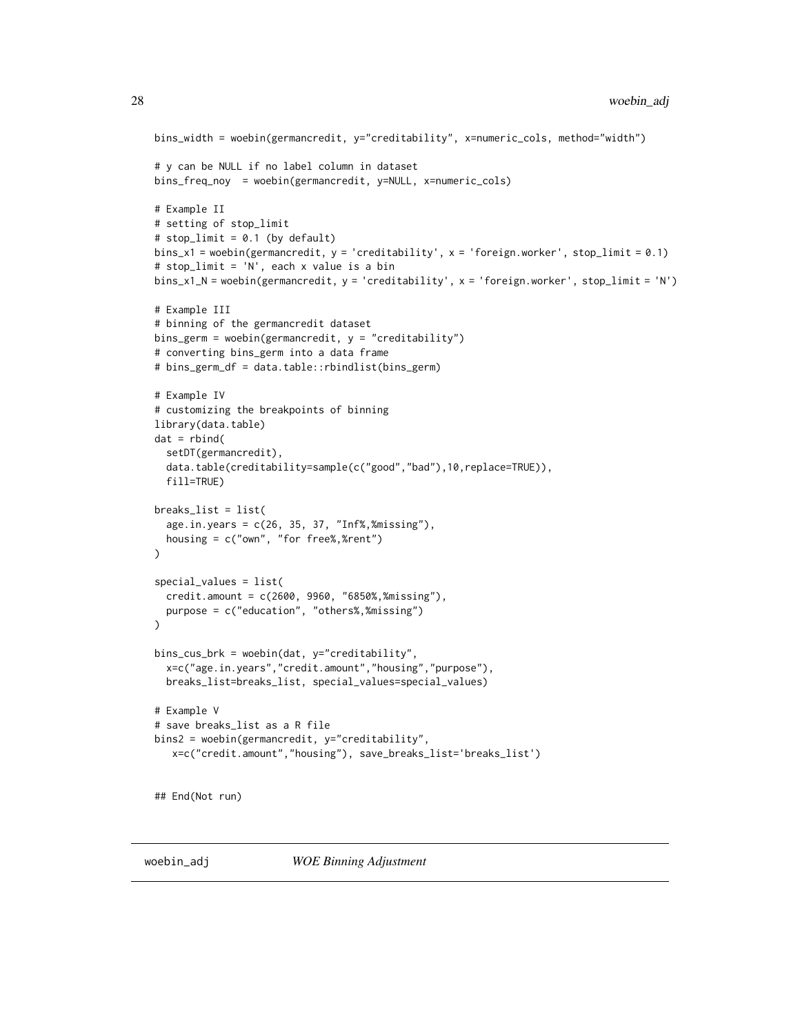```
bins_width = woebin(germancredit, y="creditability", x=numeric_cols, method="width")

# y can be NULL if no label column in dataset
bins_freq_noy  = woebin(germancredit, y=NULL, x=numeric_cols)

# Example II
# setting of stop_limit
# stop_limit = 0.1 (by default)
bins_x1 = woebin(germancredit, y = 'creditability', x = 'foreign.worker', stop_limit = 0.1)
# stop_limit = 'N', each x value is a bin
bins_x1_N = woebin(germancredit, y = 'creditability', x = 'foreign.worker', stop_limit = 'N')

# Example III
# binning of the germancredit dataset
bins_germ = woebin(germancredit, y = "creditability")
# converting bins_germ into a data frame
# bins_germ_df = data.table::rbindlist(bins_germ)

# Example IV
# customizing the breakpoints of binning
library(data.table)
dat = rbind(
  setDT(germancredit),
  data.table(creditability=sample(c("good","bad"),10,replace=TRUE)),
  fill=TRUE)

breaks_list = list(
  age.in.years = c(26, 35, 37, "Inf%,%missing"),
  housing = c("own", "for free%,%rent")
)

special_values = list(
  credit.amount = c(2600, 9960, "6850%,%missing"),
  purpose = c("education", "others%,%missing")
)

bins_cus_brk = woebin(dat, y="creditability",
  x=c("age.in.years","credit.amount","housing","purpose"),
  breaks_list=breaks_list, special_values=special_values)

# Example V
# save breaks_list as a R file
bins2 = woebin(germancredit, y="creditability",
   x=c("credit.amount","housing"), save_breaks_list='breaks_list')


## End(Not run)
```

---

## woebin_adj — *WOE Binning Adjustment*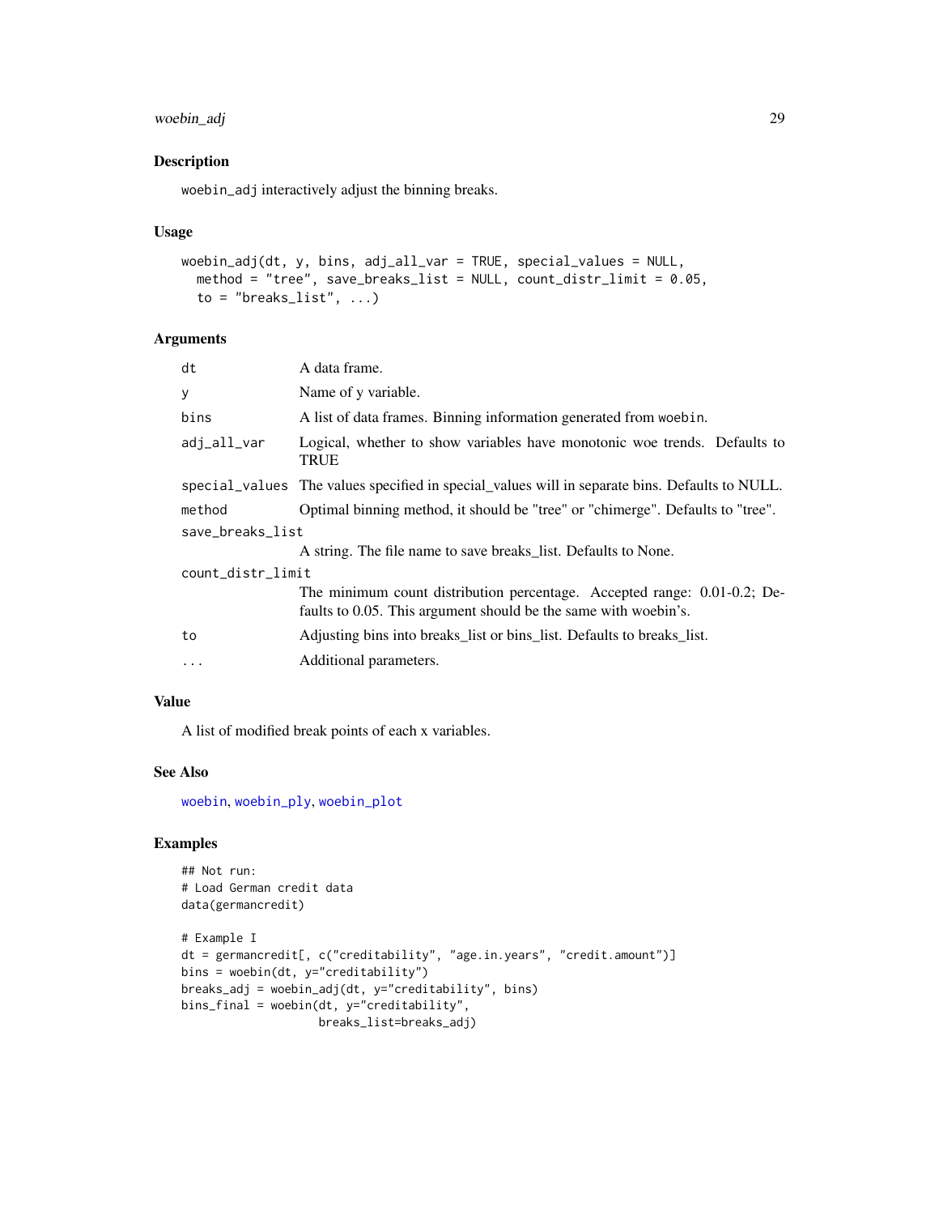## Description

woebin_adj interactively adjust the binning breaks.

## Usage

```
woebin_adj(dt, y, bins, adj_all_var = TRUE, special_values = NULL,
  method = "tree", save_breaks_list = NULL, count_distr_limit = 0.05,
  to = "breaks_list", ...)
```

## Arguments

| Argument | Description |
|---|---|
| dt | A data frame. |
| y | Name of y variable. |
| bins | A list of data frames. Binning information generated from woebin. |
| adj_all_var | Logical, whether to show variables have monotonic woe trends. Defaults to TRUE |
| special_values | The values specified in special_values will in separate bins. Defaults to NULL. |
| method | Optimal binning method, it should be "tree" or "chimerge". Defaults to "tree". |
| save_breaks_list | A string. The file name to save breaks_list. Defaults to None. |
| count_distr_limit | The minimum count distribution percentage. Accepted range: 0.01-0.2; Defaults to 0.05. This argument should be the same with woebin's. |
| to | Adjusting bins into breaks_list or bins_list. Defaults to breaks_list. |
| ... | Additional parameters. |

## Value

A list of modified break points of each x variables.

## See Also

woebin, woebin_ply, woebin_plot

## Examples

```
## Not run:
# Load German credit data
data(germancredit)

# Example I
dt = germancredit[, c("creditability", "age.in.years", "credit.amount")]
bins = woebin(dt, y="creditability")
breaks_adj = woebin_adj(dt, y="creditability", bins)
bins_final = woebin(dt, y="creditability",
                    breaks_list=breaks_adj)
```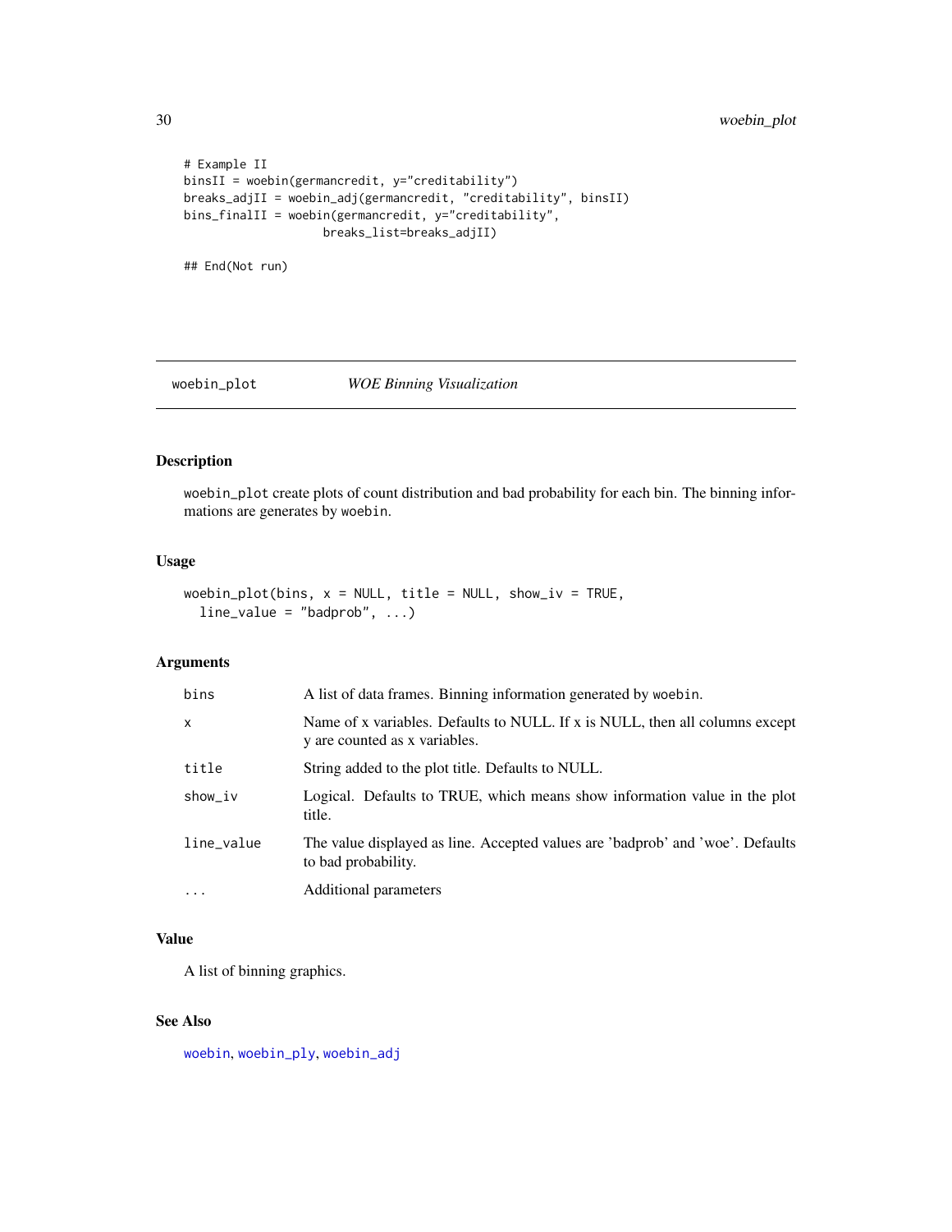```
# Example II
binsII = woebin(germancredit, y="creditability")
breaks_adjII = woebin_adj(germancredit, "creditability", binsII)
bins_finalII = woebin(germancredit, y="creditability",
                  breaks_list=breaks_adjII)

## End(Not run)
```

---

## woebin_plot — *WOE Binning Visualization*

---

### Description

woebin_plot create plots of count distribution and bad probability for each bin. The binning informations are generates by woebin.

### Usage

```
woebin_plot(bins, x = NULL, title = NULL, show_iv = TRUE,
  line_value = "badprob", ...)
```

### Arguments

| Argument | Description |
| --- | --- |
| bins | A list of data frames. Binning information generated by woebin. |
| x | Name of x variables. Defaults to NULL. If x is NULL, then all columns except y are counted as x variables. |
| title | String added to the plot title. Defaults to NULL. |
| show_iv | Logical. Defaults to TRUE, which means show information value in the plot title. |
| line_value | The value displayed as line. Accepted values are 'badprob' and 'woe'. Defaults to bad probability. |
| ... | Additional parameters |

### Value

A list of binning graphics.

### See Also

woebin, woebin_ply, woebin_adj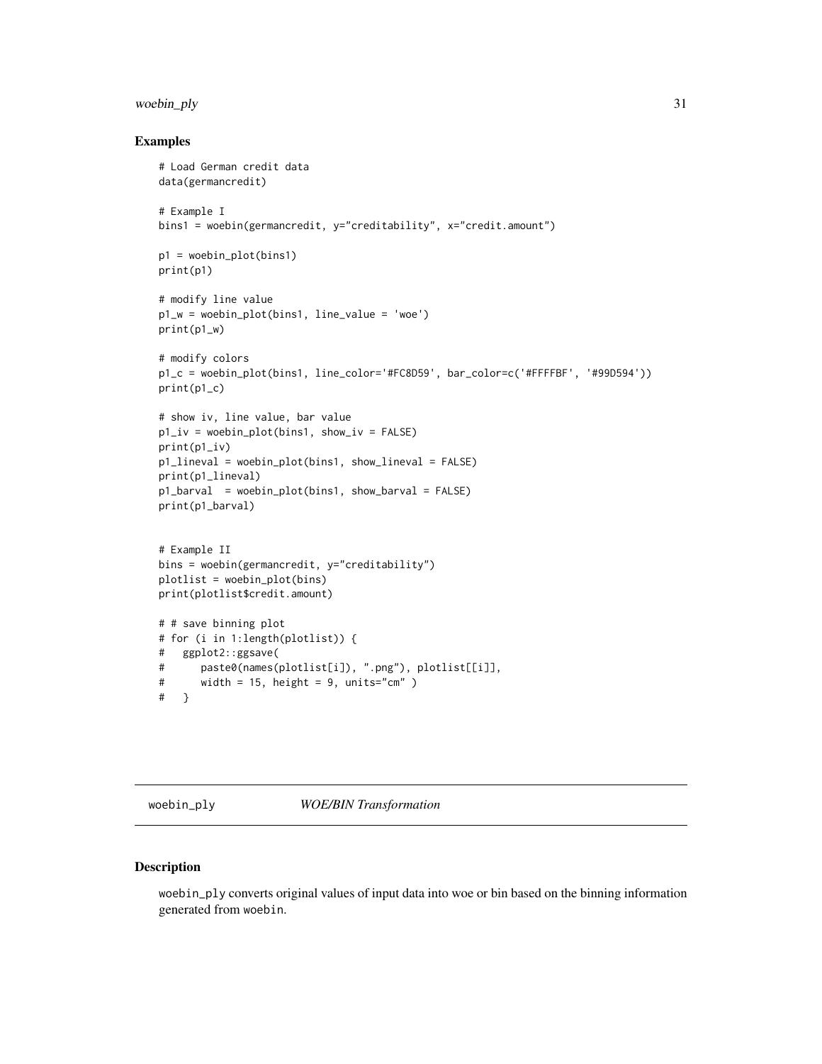## Examples

```
# Load German credit data
data(germancredit)

# Example I
bins1 = woebin(germancredit, y="creditability", x="credit.amount")

p1 = woebin_plot(bins1)
print(p1)

# modify line value
p1_w = woebin_plot(bins1, line_value = 'woe')
print(p1_w)

# modify colors
p1_c = woebin_plot(bins1, line_color='#FC8D59', bar_color=c('#FFFFBF', '#99D594'))
print(p1_c)

# show iv, line value, bar value
p1_iv = woebin_plot(bins1, show_iv = FALSE)
print(p1_iv)
p1_lineval = woebin_plot(bins1, show_lineval = FALSE)
print(p1_lineval)
p1_barval  = woebin_plot(bins1, show_barval = FALSE)
print(p1_barval)


# Example II
bins = woebin(germancredit, y="creditability")
plotlist = woebin_plot(bins)
print(plotlist$credit.amount)

# # save binning plot
# for (i in 1:length(plotlist)) {
#   ggplot2::ggsave(
#      paste0(names(plotlist[i]), ".png"), plotlist[[i]],
#      width = 15, height = 9, units="cm" )
#   }
```

---

`woebin_ply` *WOE/BIN Transformation*

---

## Description

`woebin_ply` converts original values of input data into woe or bin based on the binning information generated from `woebin`.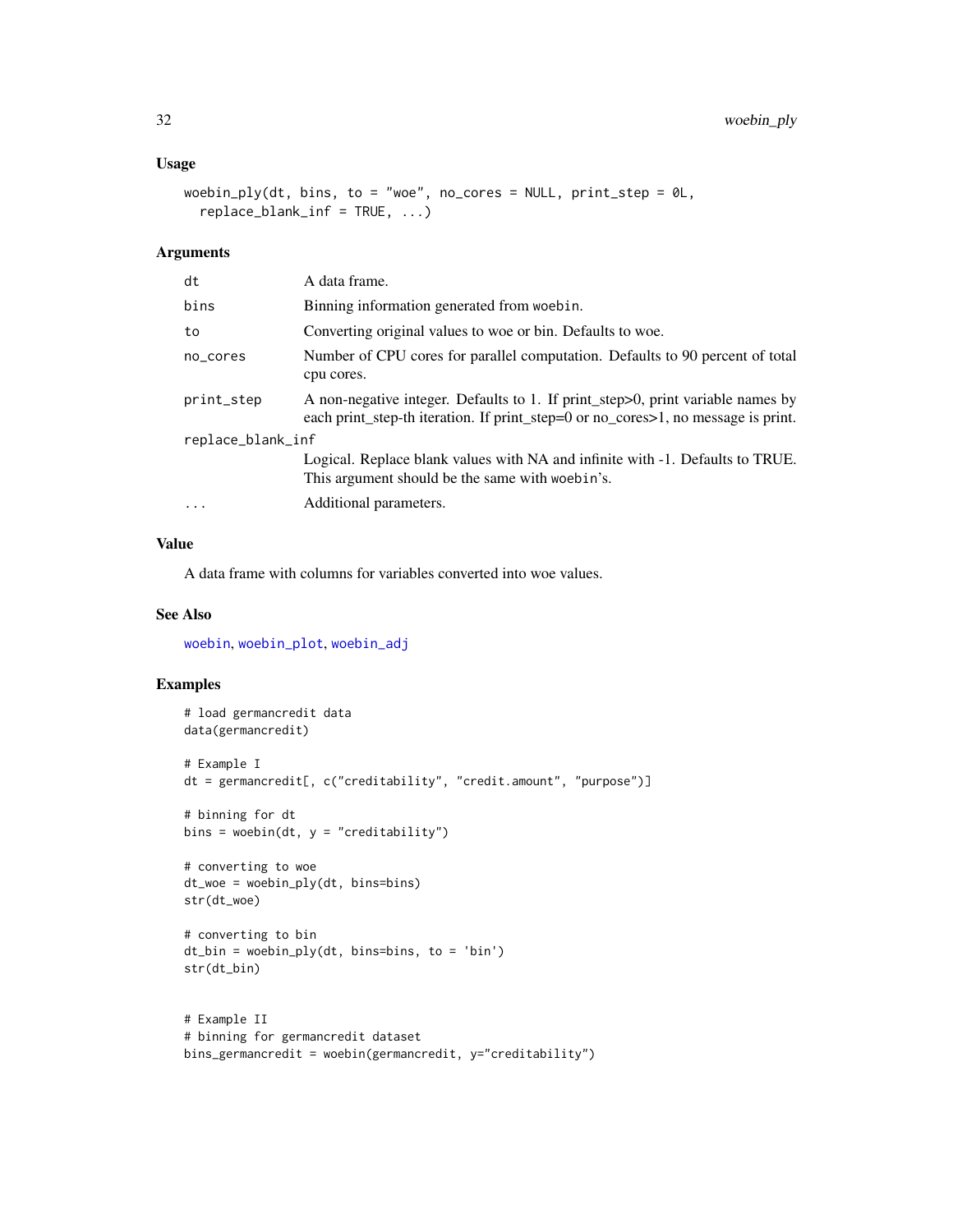### Usage

```
woebin_ply(dt, bins, to = "woe", no_cores = NULL, print_step = 0L,
  replace_blank_inf = TRUE, ...)
```

### Arguments

| | |
|---|---|
| dt | A data frame. |
| bins | Binning information generated from woebin. |
| to | Converting original values to woe or bin. Defaults to woe. |
| no_cores | Number of CPU cores for parallel computation. Defaults to 90 percent of total cpu cores. |
| print_step | A non-negative integer. Defaults to 1. If print_step>0, print variable names by each print_step-th iteration. If print_step=0 or no_cores>1, no message is print. |
| replace_blank_inf | Logical. Replace blank values with NA and infinite with -1. Defaults to TRUE. This argument should be the same with woebin's. |
| ... | Additional parameters. |

### Value

A data frame with columns for variables converted into woe values.

### See Also

woebin, woebin_plot, woebin_adj

### Examples

```
# load germancredit data
data(germancredit)

# Example I
dt = germancredit[, c("creditability", "credit.amount", "purpose")]

# binning for dt
bins = woebin(dt, y = "creditability")

# converting to woe
dt_woe = woebin_ply(dt, bins=bins)
str(dt_woe)

# converting to bin
dt_bin = woebin_ply(dt, bins=bins, to = 'bin')
str(dt_bin)


# Example II
# binning for germancredit dataset
bins_germancredit = woebin(germancredit, y="creditability")
```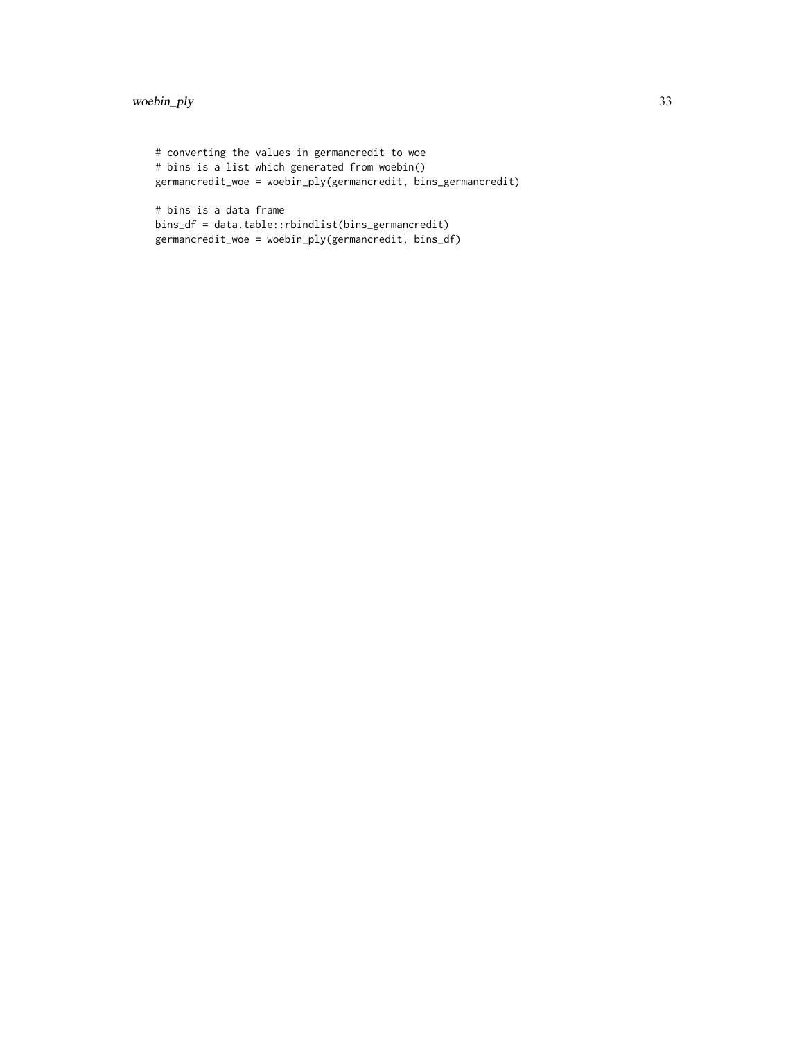```
# converting the values in germancredit to woe
# bins is a list which generated from woebin()
germancredit_woe = woebin_ply(germancredit, bins_germancredit)

# bins is a data frame
bins_df = data.table::rbindlist(bins_germancredit)
germancredit_woe = woebin_ply(germancredit, bins_df)
```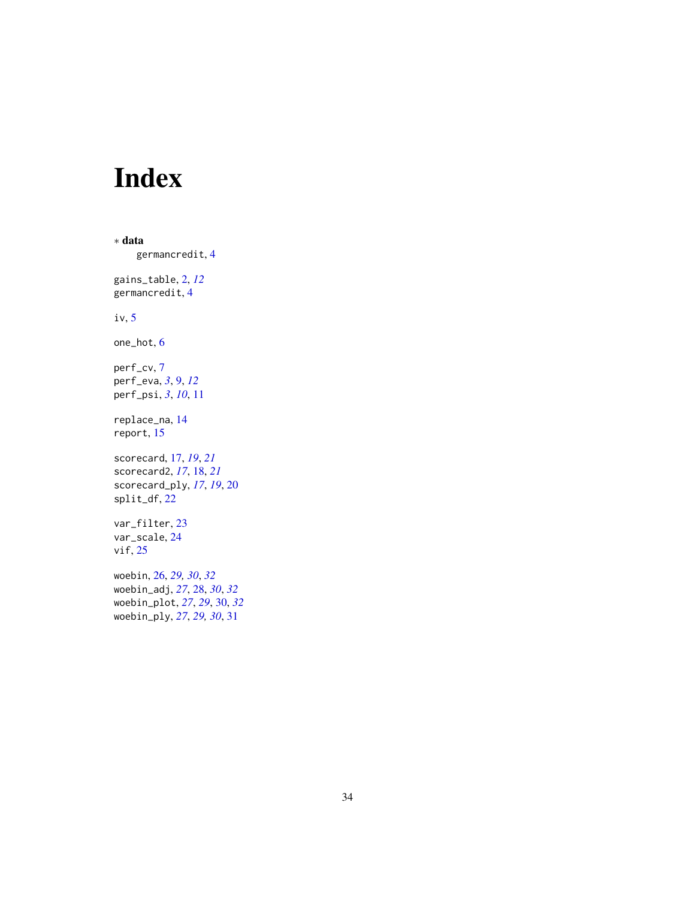# Index

∗ **data**

germancredit, 4

gains_table, 2, *12*
germancredit, 4

iv, 5

one_hot, 6

perf_cv, 7
perf_eva, *3*, 9, *12*
perf_psi, *3*, *10*, 11

replace_na, 14
report, 15

scorecard, 17, *19*, *21*
scorecard2, *17*, 18, *21*
scorecard_ply, *17*, *19*, 20
split_df, 22

var_filter, 23
var_scale, 24
vif, 25

woebin, 26, *29, 30*, *32*
woebin_adj, *27*, 28, *30*, *32*
woebin_plot, *27*, *29*, 30, *32*
woebin_ply, *27*, *29, 30*, 31